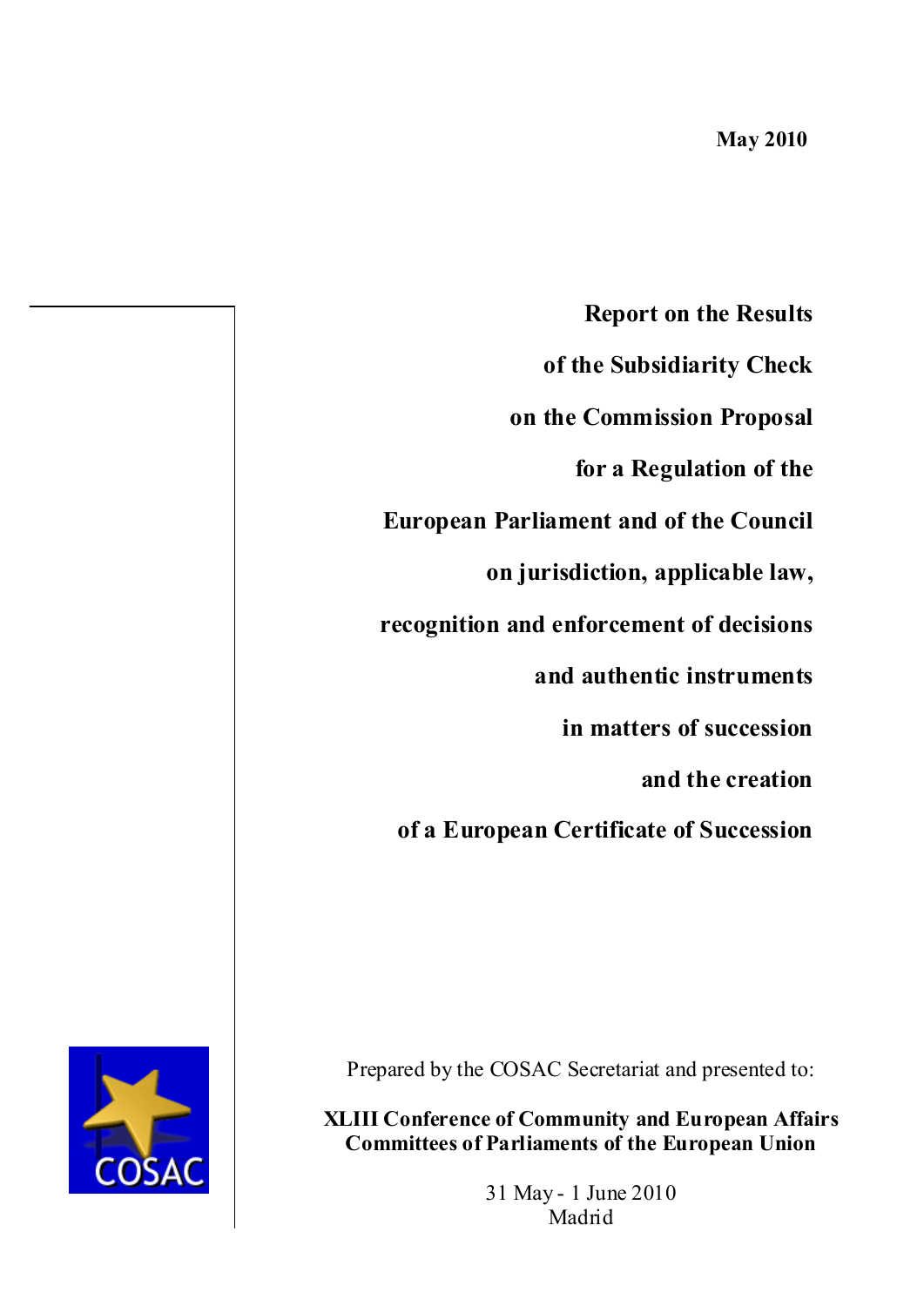**May 2010**

# Report on the Results of the Subsidiarity Check on the Commission Proposal for a Regulation of the European Parliament and of the Council on jurisdiction, applicable law, recognition and enforcement of decisions and authentic instruments in matters of succession and the creation of a European Certificate of Succession

COSAC

Prepared by the COSAC Secretariat and presented to:

**XLIII Conference of Community and European Affairs Committees of Parliaments of the European Union**

31 May - 1 June 2010
Madrid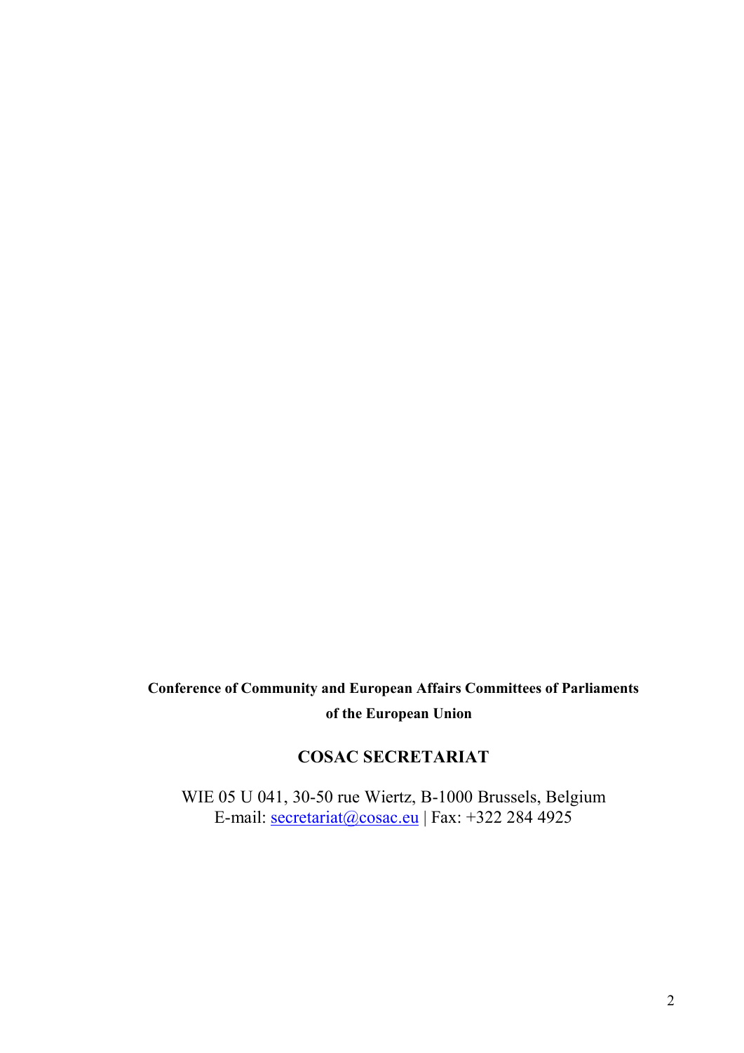**Conference of Community and European Affairs Committees of Parliaments of the European Union**

**COSAC SECRETARIAT**

WIE 05 U 041, 30-50 rue Wiertz, B-1000 Brussels, Belgium
E-mail: secretariat@cosac.eu | Fax: +322 284 4925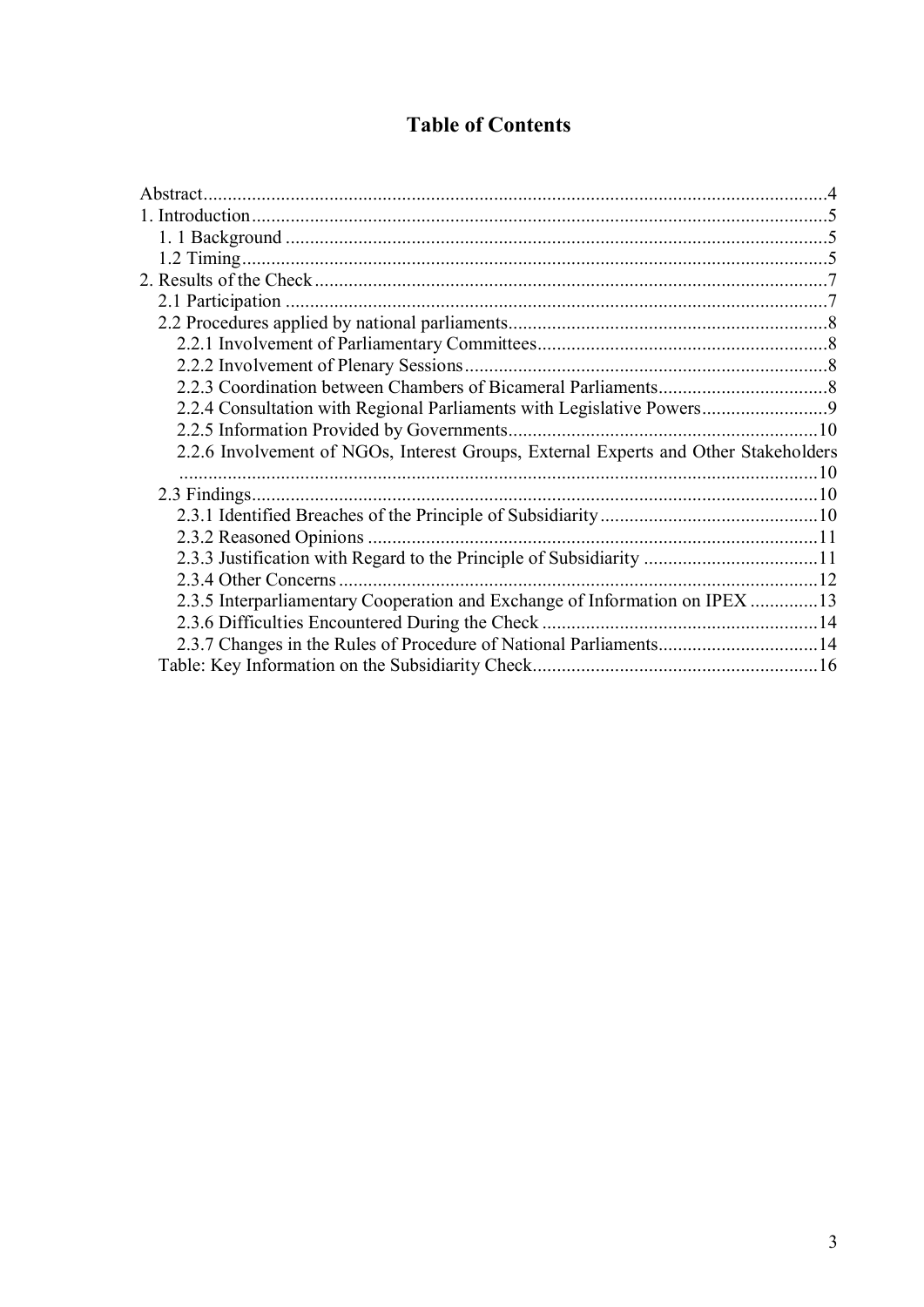# Table of Contents

Abstract....4
1. Introduction....5
   1. 1 Background....5
   1.2 Timing....5
2. Results of the Check....7
   2.1 Participation....7
   2.2 Procedures applied by national parliaments....8
      2.2.1 Involvement of Parliamentary Committees....8
      2.2.2 Involvement of Plenary Sessions....8
      2.2.3 Coordination between Chambers of Bicameral Parliaments....8
      2.2.4 Consultation with Regional Parliaments with Legislative Powers....9
      2.2.5 Information Provided by Governments....10
      2.2.6 Involvement of NGOs, Interest Groups, External Experts and Other Stakeholders....10
   2.3 Findings....10
      2.3.1 Identified Breaches of the Principle of Subsidiarity....10
      2.3.2 Reasoned Opinions....11
      2.3.3 Justification with Regard to the Principle of Subsidiarity....11
      2.3.4 Other Concerns....12
      2.3.5 Interparliamentary Cooperation and Exchange of Information on IPEX....13
      2.3.6 Difficulties Encountered During the Check....14
      2.3.7 Changes in the Rules of Procedure of National Parliaments....14
   Table: Key Information on the Subsidiarity Check....16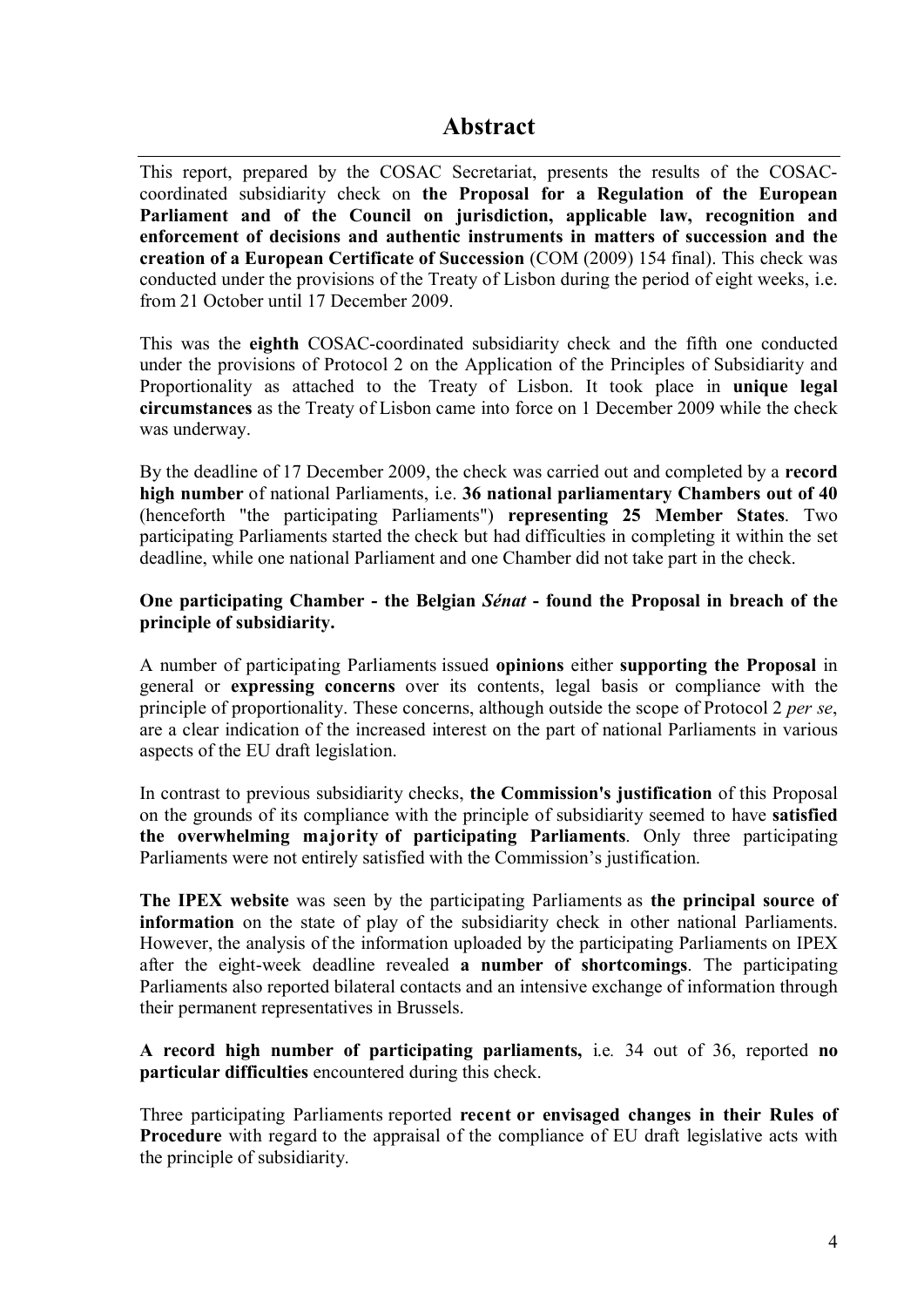# Abstract

This report, prepared by the COSAC Secretariat, presents the results of the COSAC-coordinated subsidiarity check on **the Proposal for a Regulation of the European Parliament and of the Council on jurisdiction, applicable law, recognition and enforcement of decisions and authentic instruments in matters of succession and the creation of a European Certificate of Succession** (COM (2009) 154 final). This check was conducted under the provisions of the Treaty of Lisbon during the period of eight weeks, i.e. from 21 October until 17 December 2009.

This was the **eighth** COSAC-coordinated subsidiarity check and the fifth one conducted under the provisions of Protocol 2 on the Application of the Principles of Subsidiarity and Proportionality as attached to the Treaty of Lisbon. It took place in **unique legal circumstances** as the Treaty of Lisbon came into force on 1 December 2009 while the check was underway.

By the deadline of 17 December 2009, the check was carried out and completed by a **record high number** of national Parliaments, i.e. **36 national parliamentary Chambers out of 40** (henceforth "the participating Parliaments") **representing 25 Member States**. Two participating Parliaments started the check but had difficulties in completing it within the set deadline, while one national Parliament and one Chamber did not take part in the check.

**One participating Chamber - the Belgian *Sénat* - found the Proposal in breach of the principle of subsidiarity.**

A number of participating Parliaments issued **opinions** either **supporting the Proposal** in general or **expressing concerns** over its contents, legal basis or compliance with the principle of proportionality. These concerns, although outside the scope of Protocol 2 *per se*, are a clear indication of the increased interest on the part of national Parliaments in various aspects of the EU draft legislation.

In contrast to previous subsidiarity checks, **the Commission's justification** of this Proposal on the grounds of its compliance with the principle of subsidiarity seemed to have **satisfied the overwhelming majority of participating Parliaments**. Only three participating Parliaments were not entirely satisfied with the Commission's justification.

**The IPEX website** was seen by the participating Parliaments as **the principal source of information** on the state of play of the subsidiarity check in other national Parliaments. However, the analysis of the information uploaded by the participating Parliaments on IPEX after the eight-week deadline revealed **a number of shortcomings**. The participating Parliaments also reported bilateral contacts and an intensive exchange of information through their permanent representatives in Brussels.

**A record high number of participating parliaments,** i.e. 34 out of 36, reported **no particular difficulties** encountered during this check.

Three participating Parliaments reported **recent or envisaged changes in their Rules of Procedure** with regard to the appraisal of the compliance of EU draft legislative acts with the principle of subsidiarity.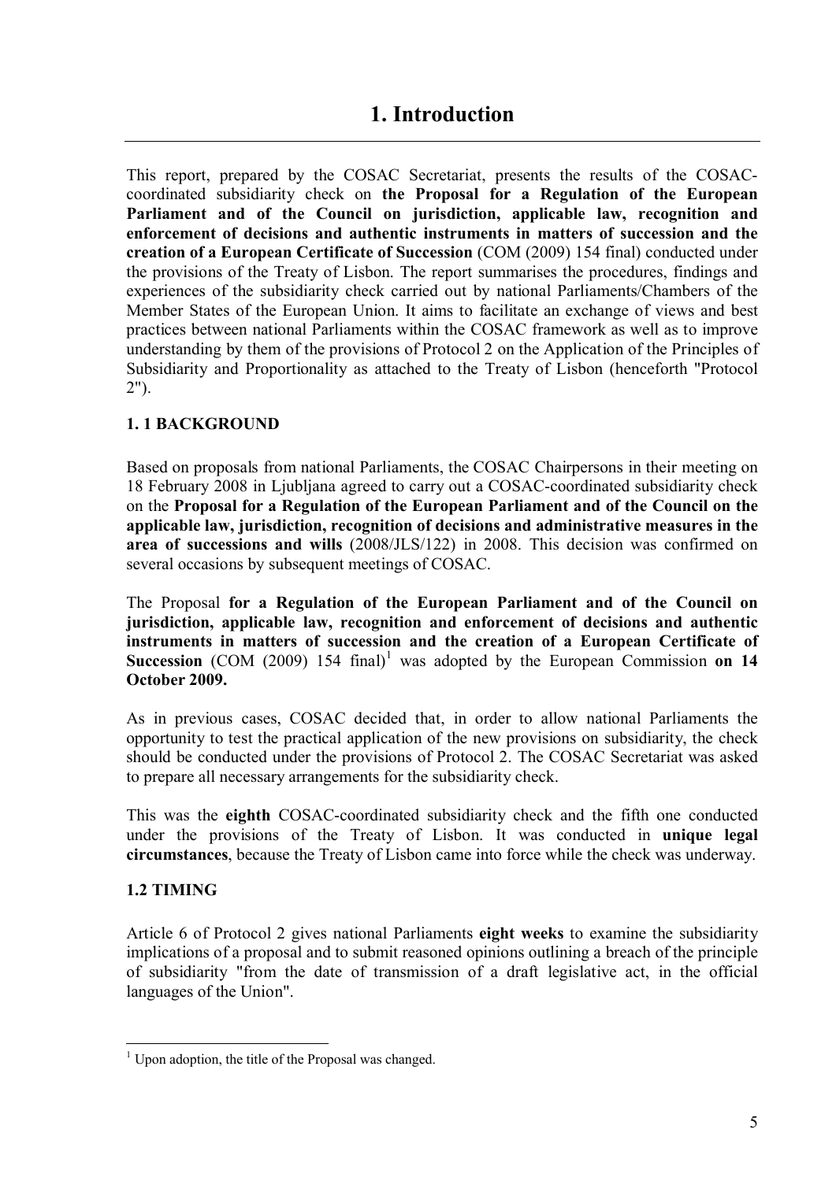# 1. Introduction

This report, prepared by the COSAC Secretariat, presents the results of the COSAC-coordinated subsidiarity check on **the Proposal for a Regulation of the European Parliament and of the Council on jurisdiction, applicable law, recognition and enforcement of decisions and authentic instruments in matters of succession and the creation of a European Certificate of Succession** (COM (2009) 154 final) conducted under the provisions of the Treaty of Lisbon. The report summarises the procedures, findings and experiences of the subsidiarity check carried out by national Parliaments/Chambers of the Member States of the European Union. It aims to facilitate an exchange of views and best practices between national Parliaments within the COSAC framework as well as to improve understanding by them of the provisions of Protocol 2 on the Application of the Principles of Subsidiarity and Proportionality as attached to the Treaty of Lisbon (henceforth "Protocol 2").

### 1. 1 BACKGROUND

Based on proposals from national Parliaments, the COSAC Chairpersons in their meeting on 18 February 2008 in Ljubljana agreed to carry out a COSAC-coordinated subsidiarity check on the **Proposal for a Regulation of the European Parliament and of the Council on the applicable law, jurisdiction, recognition of decisions and administrative measures in the area of successions and wills** (2008/JLS/122) in 2008. This decision was confirmed on several occasions by subsequent meetings of COSAC.

The Proposal **for a Regulation of the European Parliament and of the Council on jurisdiction, applicable law, recognition and enforcement of decisions and authentic instruments in matters of succession and the creation of a European Certificate of Succession** (COM (2009) 154 final)[1] was adopted by the European Commission **on 14 October 2009.**

As in previous cases, COSAC decided that, in order to allow national Parliaments the opportunity to test the practical application of the new provisions on subsidiarity, the check should be conducted under the provisions of Protocol 2. The COSAC Secretariat was asked to prepare all necessary arrangements for the subsidiarity check.

This was the **eighth** COSAC-coordinated subsidiarity check and the fifth one conducted under the provisions of the Treaty of Lisbon. It was conducted in **unique legal circumstances**, because the Treaty of Lisbon came into force while the check was underway.

### 1.2 TIMING

Article 6 of Protocol 2 gives national Parliaments **eight weeks** to examine the subsidiarity implications of a proposal and to submit reasoned opinions outlining a breach of the principle of subsidiarity "from the date of transmission of a draft legislative act, in the official languages of the Union".

[1] Upon adoption, the title of the Proposal was changed.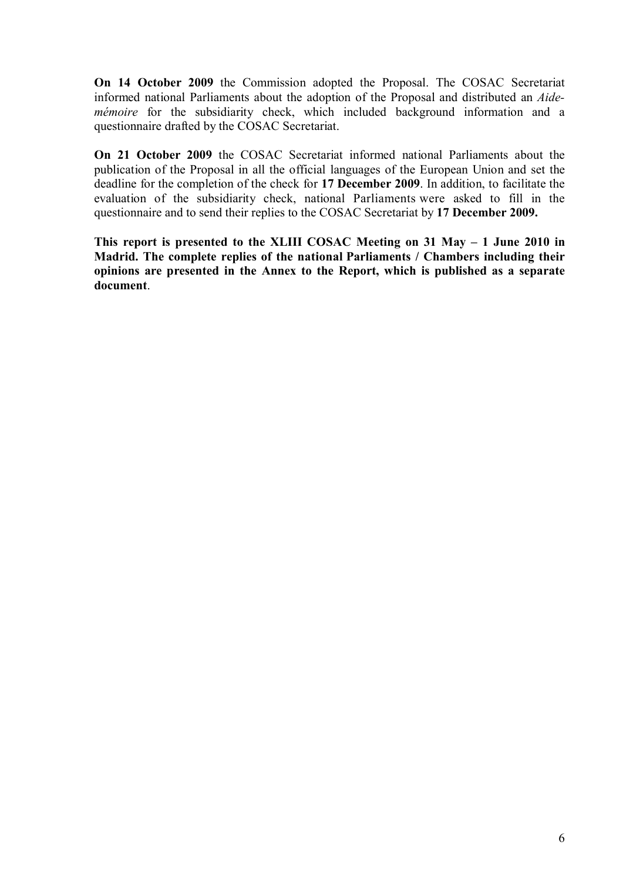**On 14 October 2009** the Commission adopted the Proposal. The COSAC Secretariat informed national Parliaments about the adoption of the Proposal and distributed an *Aide-mémoire* for the subsidiarity check, which included background information and a questionnaire drafted by the COSAC Secretariat.

**On 21 October 2009** the COSAC Secretariat informed national Parliaments about the publication of the Proposal in all the official languages of the European Union and set the deadline for the completion of the check for **17 December 2009**. In addition, to facilitate the evaluation of the subsidiarity check, national Parliaments were asked to fill in the questionnaire and to send their replies to the COSAC Secretariat by **17 December 2009.**

**This report is presented to the XLIII COSAC Meeting on 31 May – 1 June 2010 in Madrid. The complete replies of the national Parliaments / Chambers including their opinions are presented in the Annex to the Report, which is published as a separate document**.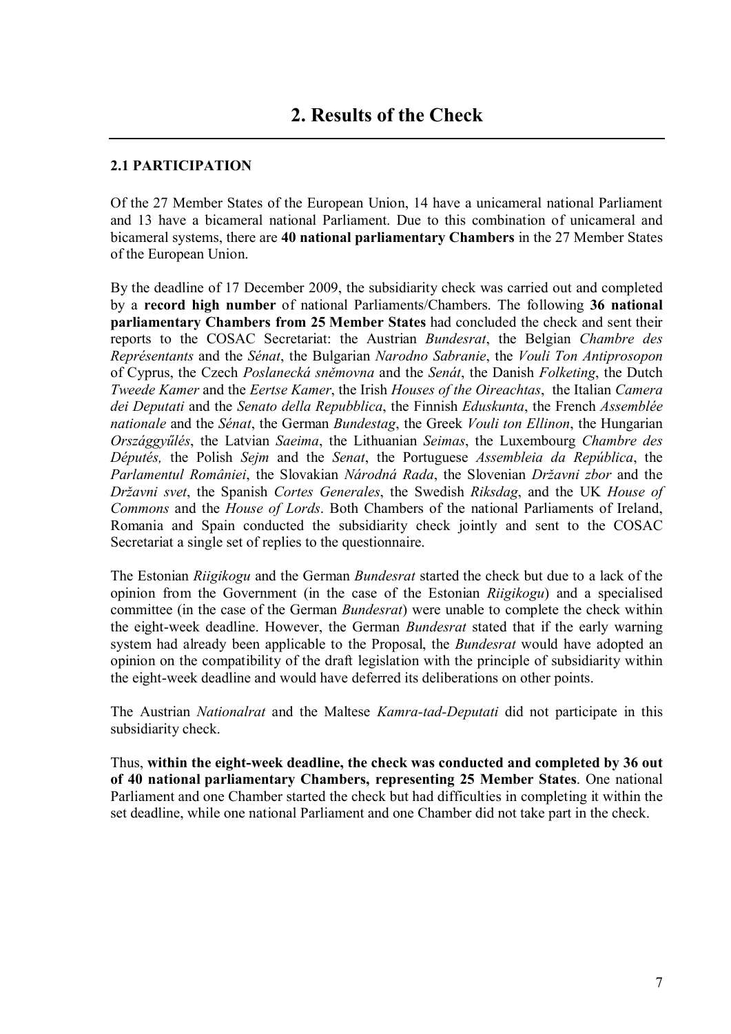# 2. Results of the Check

### 2.1 PARTICIPATION

Of the 27 Member States of the European Union, 14 have a unicameral national Parliament and 13 have a bicameral national Parliament. Due to this combination of unicameral and bicameral systems, there are **40 national parliamentary Chambers** in the 27 Member States of the European Union.

By the deadline of 17 December 2009, the subsidiarity check was carried out and completed by a **record high number** of national Parliaments/Chambers. The following **36 national parliamentary Chambers from 25 Member States** had concluded the check and sent their reports to the COSAC Secretariat: the Austrian *Bundesrat*, the Belgian *Chambre des Représentants* and the *Sénat*, the Bulgarian *Narodno Sabranie*, the *Vouli Ton Antiprosopon* of Cyprus, the Czech *Poslanecká sněmovna* and the *Senát*, the Danish *Folketing*, the Dutch *Tweede Kamer* and the *Eertse Kamer*, the Irish *Houses of the Oireachtas*, the Italian *Camera dei Deputati* and the *Senato della Repubblica*, the Finnish *Eduskunta*, the French *Assemblée nationale* and the *Sénat*, the German *Bundestag*, the Greek *Vouli ton Ellinon*, the Hungarian *Országgyűlés*, the Latvian *Saeima*, the Lithuanian *Seimas*, the Luxembourg *Chambre des Députés,* the Polish *Sejm* and the *Senat*, the Portuguese *Assembleia da República*, the *Parlamentul României*, the Slovakian *Národná Rada*, the Slovenian *Državni zbor* and the *Državni svet*, the Spanish *Cortes Generales*, the Swedish *Riksdag*, and the UK *House of Commons* and the *House of Lords*. Both Chambers of the national Parliaments of Ireland, Romania and Spain conducted the subsidiarity check jointly and sent to the COSAC Secretariat a single set of replies to the questionnaire.

The Estonian *Riigikogu* and the German *Bundesrat* started the check but due to a lack of the opinion from the Government (in the case of the Estonian *Riigikogu*) and a specialised committee (in the case of the German *Bundesrat*) were unable to complete the check within the eight-week deadline. However, the German *Bundesrat* stated that if the early warning system had already been applicable to the Proposal, the *Bundesrat* would have adopted an opinion on the compatibility of the draft legislation with the principle of subsidiarity within the eight-week deadline and would have deferred its deliberations on other points.

The Austrian *Nationalrat* and the Maltese *Kamra-tad-Deputati* did not participate in this subsidiarity check.

Thus, **within the eight-week deadline, the check was conducted and completed by 36 out of 40 national parliamentary Chambers, representing 25 Member States**. One national Parliament and one Chamber started the check but had difficulties in completing it within the set deadline, while one national Parliament and one Chamber did not take part in the check.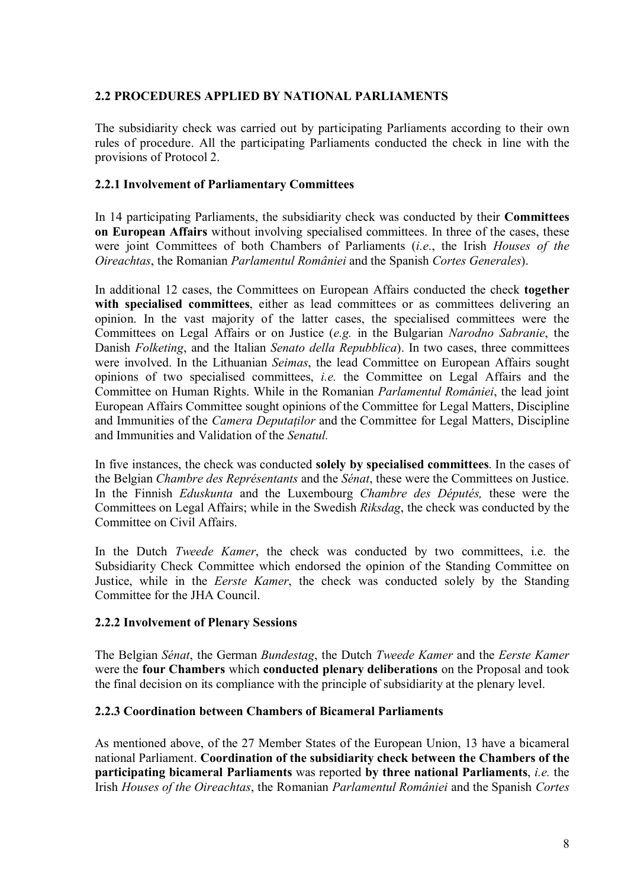## 2.2 PROCEDURES APPLIED BY NATIONAL PARLIAMENTS

The subsidiarity check was carried out by participating Parliaments according to their own rules of procedure. All the participating Parliaments conducted the check in line with the provisions of Protocol 2.

### 2.2.1 Involvement of Parliamentary Committees

In 14 participating Parliaments, the subsidiarity check was conducted by their **Committees on European Affairs** without involving specialised committees. In three of the cases, these were joint Committees of both Chambers of Parliaments (*i.e*., the Irish *Houses of the Oireachtas*, the Romanian *Parlamentul României* and the Spanish *Cortes Generales*).

In additional 12 cases, the Committees on European Affairs conducted the check **together with specialised committees**, either as lead committees or as committees delivering an opinion. In the vast majority of the latter cases, the specialised committees were the Committees on Legal Affairs or on Justice (*e.g.* in the Bulgarian *Narodno Sabranie*, the Danish *Folketing*, and the Italian *Senato della Repubblica*). In two cases, three committees were involved. In the Lithuanian *Seimas*, the lead Committee on European Affairs sought opinions of two specialised committees, *i.e.* the Committee on Legal Affairs and the Committee on Human Rights. While in the Romanian *Parlamentul României*, the lead joint European Affairs Committee sought opinions of the Committee for Legal Matters, Discipline and Immunities of the *Camera Deputaților* and the Committee for Legal Matters, Discipline and Immunities and Validation of the *Senatul.*

In five instances, the check was conducted **solely by specialised committees**. In the cases of the Belgian *Chambre des Représentants* and the *Sénat*, these were the Committees on Justice. In the Finnish *Eduskunta* and the Luxembourg *Chambre des Députés,* these were the Committees on Legal Affairs; while in the Swedish *Riksdag*, the check was conducted by the Committee on Civil Affairs.

In the Dutch *Tweede Kamer*, the check was conducted by two committees, i.e. the Subsidiarity Check Committee which endorsed the opinion of the Standing Committee on Justice, while in the *Eerste Kamer*, the check was conducted solely by the Standing Committee for the JHA Council.

### 2.2.2 Involvement of Plenary Sessions

The Belgian *Sénat*, the German *Bundestag*, the Dutch *Tweede Kamer* and the *Eerste Kamer* were the **four Chambers** which **conducted plenary deliberations** on the Proposal and took the final decision on its compliance with the principle of subsidiarity at the plenary level.

### 2.2.3 Coordination between Chambers of Bicameral Parliaments

As mentioned above, of the 27 Member States of the European Union, 13 have a bicameral national Parliament. **Coordination of the subsidiarity check between the Chambers of the participating bicameral Parliaments** was reported **by three national Parliaments**, *i.e.* the Irish *Houses of the Oireachtas*, the Romanian *Parlamentul României* and the Spanish *Cortes*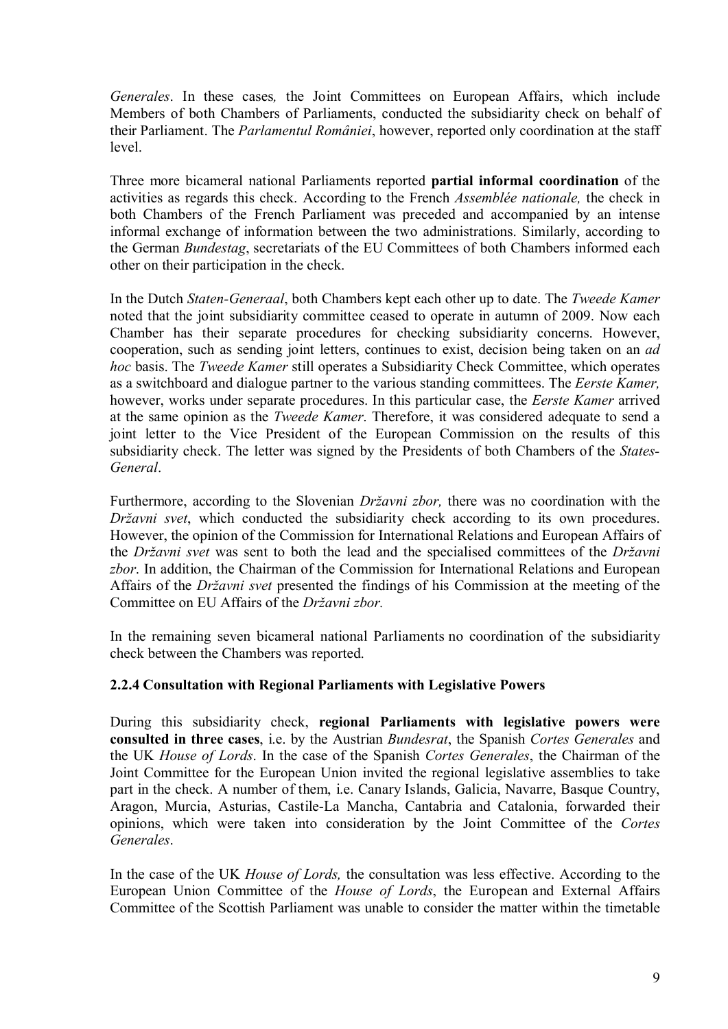*Generales*. In these cases*,* the Joint Committees on European Affairs, which include Members of both Chambers of Parliaments, conducted the subsidiarity check on behalf of their Parliament. The *Parlamentul României*, however, reported only coordination at the staff level.

Three more bicameral national Parliaments reported **partial informal coordination** of the activities as regards this check. According to the French *Assemblée nationale,* the check in both Chambers of the French Parliament was preceded and accompanied by an intense informal exchange of information between the two administrations. Similarly, according to the German *Bundestag*, secretariats of the EU Committees of both Chambers informed each other on their participation in the check.

In the Dutch *Staten-Generaal*, both Chambers kept each other up to date. The *Tweede Kamer* noted that the joint subsidiarity committee ceased to operate in autumn of 2009. Now each Chamber has their separate procedures for checking subsidiarity concerns. However, cooperation, such as sending joint letters, continues to exist, decision being taken on an *ad hoc* basis. The *Tweede Kamer* still operates a Subsidiarity Check Committee, which operates as a switchboard and dialogue partner to the various standing committees. The *Eerste Kamer,* however, works under separate procedures. In this particular case, the *Eerste Kamer* arrived at the same opinion as the *Tweede Kamer*. Therefore, it was considered adequate to send a joint letter to the Vice President of the European Commission on the results of this subsidiarity check. The letter was signed by the Presidents of both Chambers of the *States-General*.

Furthermore, according to the Slovenian *Državni zbor,* there was no coordination with the *Državni svet*, which conducted the subsidiarity check according to its own procedures. However, the opinion of the Commission for International Relations and European Affairs of the *Državni svet* was sent to both the lead and the specialised committees of the *Državni zbor*. In addition, the Chairman of the Commission for International Relations and European Affairs of the *Državni svet* presented the findings of his Commission at the meeting of the Committee on EU Affairs of the *Državni zbor.*

In the remaining seven bicameral national Parliaments no coordination of the subsidiarity check between the Chambers was reported.

### 2.2.4 Consultation with Regional Parliaments with Legislative Powers

During this subsidiarity check, **regional Parliaments with legislative powers were consulted in three cases**, i.e. by the Austrian *Bundesrat*, the Spanish *Cortes Generales* and the UK *House of Lords*. In the case of the Spanish *Cortes Generales*, the Chairman of the Joint Committee for the European Union invited the regional legislative assemblies to take part in the check. A number of them, i.e. Canary Islands, Galicia, Navarre, Basque Country, Aragon, Murcia, Asturias, Castile-La Mancha, Cantabria and Catalonia, forwarded their opinions, which were taken into consideration by the Joint Committee of the *Cortes Generales*.

In the case of the UK *House of Lords,* the consultation was less effective. According to the European Union Committee of the *House of Lords*, the European and External Affairs Committee of the Scottish Parliament was unable to consider the matter within the timetable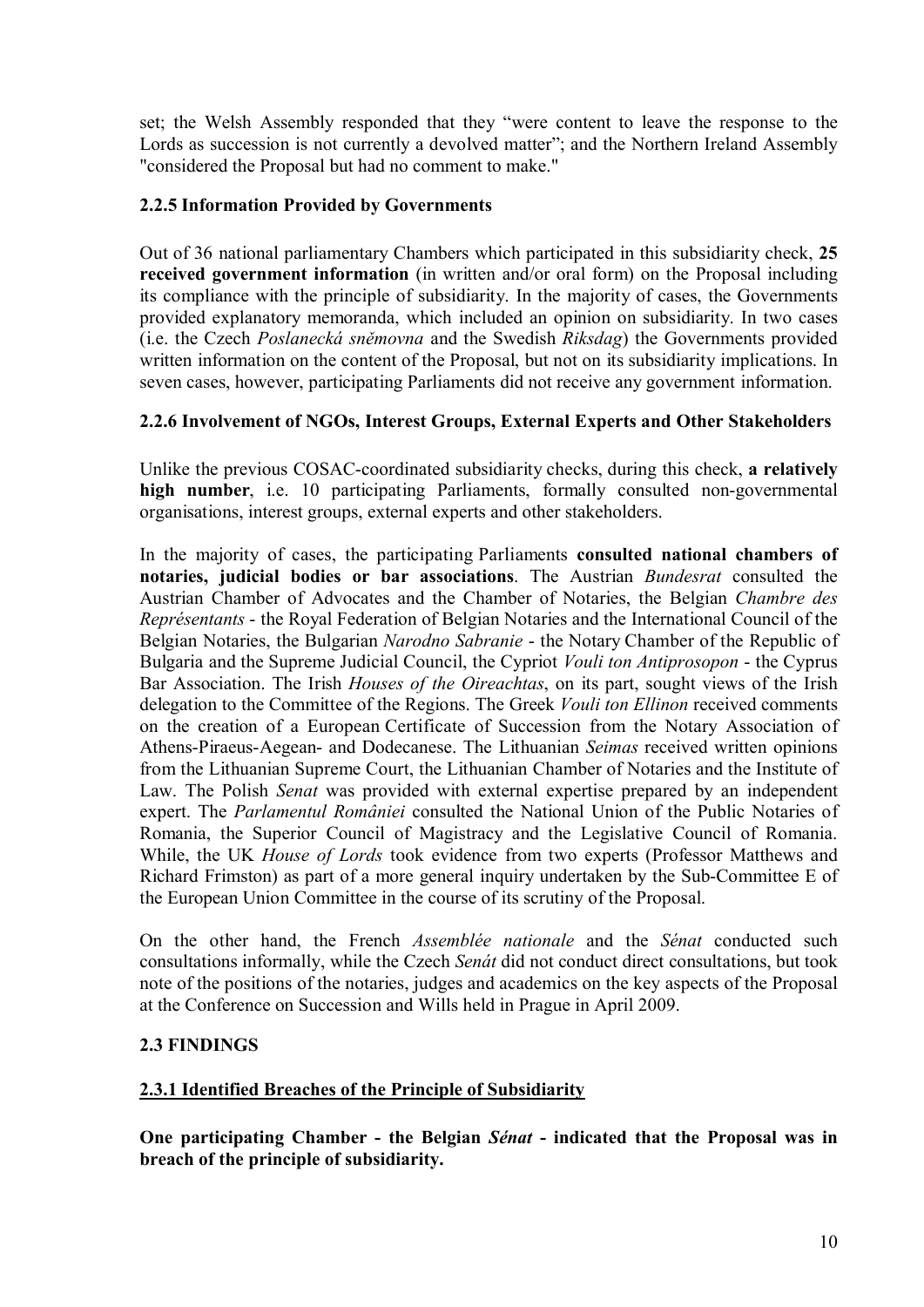set; the Welsh Assembly responded that they "were content to leave the response to the Lords as succession is not currently a devolved matter"; and the Northern Ireland Assembly "considered the Proposal but had no comment to make."

### 2.2.5 Information Provided by Governments

Out of 36 national parliamentary Chambers which participated in this subsidiarity check, **25 received government information** (in written and/or oral form) on the Proposal including its compliance with the principle of subsidiarity. In the majority of cases, the Governments provided explanatory memoranda, which included an opinion on subsidiarity. In two cases (i.e. the Czech *Poslanecká sněmovna* and the Swedish *Riksdag*) the Governments provided written information on the content of the Proposal, but not on its subsidiarity implications. In seven cases, however, participating Parliaments did not receive any government information.

### 2.2.6 Involvement of NGOs, Interest Groups, External Experts and Other Stakeholders

Unlike the previous COSAC-coordinated subsidiarity checks, during this check, **a relatively high number**, i.e. 10 participating Parliaments, formally consulted non-governmental organisations, interest groups, external experts and other stakeholders.

In the majority of cases, the participating Parliaments **consulted national chambers of notaries, judicial bodies or bar associations**. The Austrian *Bundesrat* consulted the Austrian Chamber of Advocates and the Chamber of Notaries, the Belgian *Chambre des Représentants* - the Royal Federation of Belgian Notaries and the International Council of the Belgian Notaries, the Bulgarian *Narodno Sabranie* - the Notary Chamber of the Republic of Bulgaria and the Supreme Judicial Council, the Cypriot *Vouli ton Antiprosopon* - the Cyprus Bar Association. The Irish *Houses of the Oireachtas*, on its part, sought views of the Irish delegation to the Committee of the Regions. The Greek *Vouli ton Ellinon* received comments on the creation of a European Certificate of Succession from the Notary Association of Athens-Piraeus-Aegean- and Dodecanese. The Lithuanian *Seimas* received written opinions from the Lithuanian Supreme Court, the Lithuanian Chamber of Notaries and the Institute of Law. The Polish *Senat* was provided with external expertise prepared by an independent expert. The *Parlamentul României* consulted the National Union of the Public Notaries of Romania, the Superior Council of Magistracy and the Legislative Council of Romania. While, the UK *House of Lords* took evidence from two experts (Professor Matthews and Richard Frimston) as part of a more general inquiry undertaken by the Sub-Committee E of the European Union Committee in the course of its scrutiny of the Proposal.

On the other hand, the French *Assemblée nationale* and the *Sénat* conducted such consultations informally, while the Czech *Senát* did not conduct direct consultations, but took note of the positions of the notaries, judges and academics on the key aspects of the Proposal at the Conference on Succession and Wills held in Prague in April 2009.

## 2.3 FINDINGS

### 2.3.1 Identified Breaches of the Principle of Subsidiarity

**One participating Chamber - the Belgian *Sénat* - indicated that the Proposal was in breach of the principle of subsidiarity.**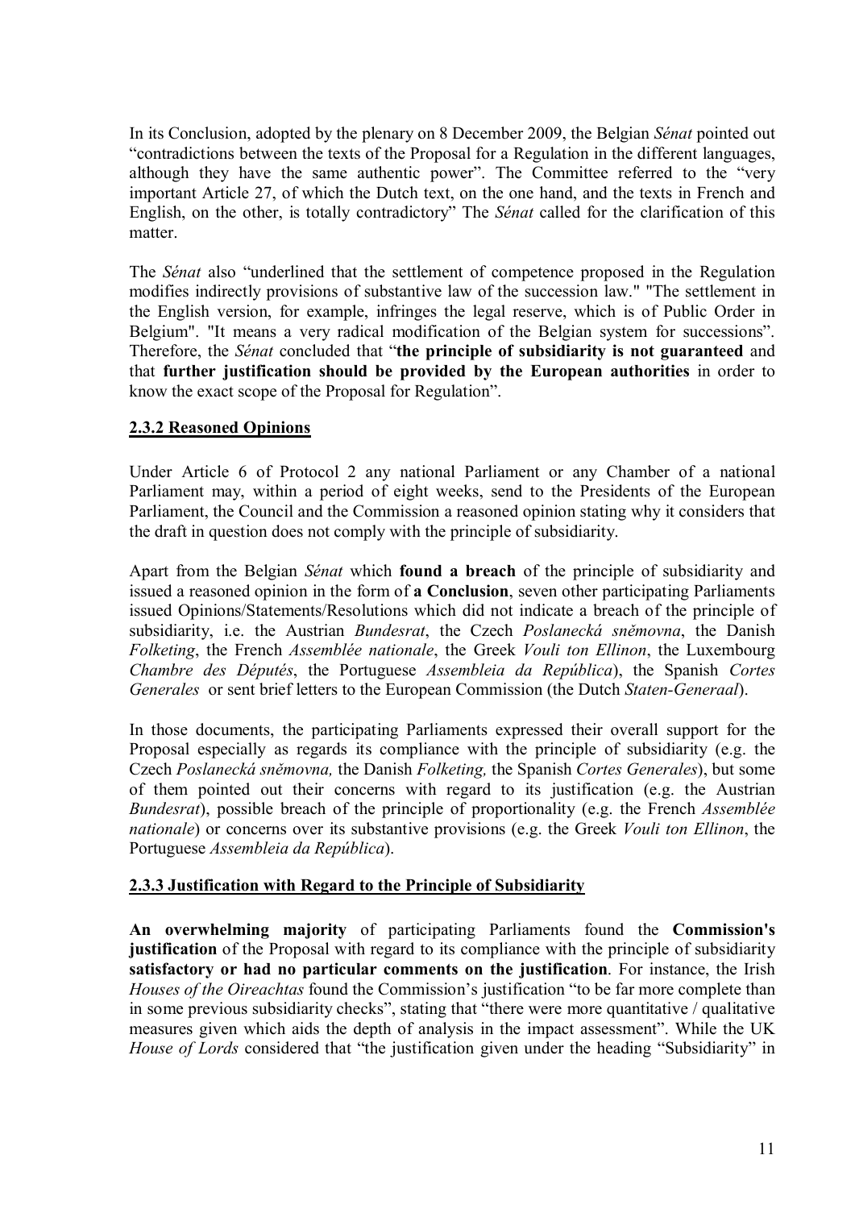In its Conclusion, adopted by the plenary on 8 December 2009, the Belgian *Sénat* pointed out "contradictions between the texts of the Proposal for a Regulation in the different languages, although they have the same authentic power". The Committee referred to the "very important Article 27, of which the Dutch text, on the one hand, and the texts in French and English, on the other, is totally contradictory" The *Sénat* called for the clarification of this matter.

The *Sénat* also "underlined that the settlement of competence proposed in the Regulation modifies indirectly provisions of substantive law of the succession law." "The settlement in the English version, for example, infringes the legal reserve, which is of Public Order in Belgium". "It means a very radical modification of the Belgian system for successions". Therefore, the *Sénat* concluded that "**the principle of subsidiarity is not guaranteed** and that **further justification should be provided by the European authorities** in order to know the exact scope of the Proposal for Regulation".

### 2.3.2 Reasoned Opinions

Under Article 6 of Protocol 2 any national Parliament or any Chamber of a national Parliament may, within a period of eight weeks, send to the Presidents of the European Parliament, the Council and the Commission a reasoned opinion stating why it considers that the draft in question does not comply with the principle of subsidiarity.

Apart from the Belgian *Sénat* which **found a breach** of the principle of subsidiarity and issued a reasoned opinion in the form of **a Conclusion**, seven other participating Parliaments issued Opinions/Statements/Resolutions which did not indicate a breach of the principle of subsidiarity, i.e. the Austrian *Bundesrat*, the Czech *Poslanecká sněmovna*, the Danish *Folketing*, the French *Assemblée nationale*, the Greek *Vouli ton Ellinon*, the Luxembourg *Chambre des Députés*, the Portuguese *Assembleia da República*), the Spanish *Cortes Generales* or sent brief letters to the European Commission (the Dutch *Staten-Generaal*).

In those documents, the participating Parliaments expressed their overall support for the Proposal especially as regards its compliance with the principle of subsidiarity (e.g. the Czech *Poslanecká sněmovna,* the Danish *Folketing,* the Spanish *Cortes Generales*), but some of them pointed out their concerns with regard to its justification (e.g. the Austrian *Bundesrat*), possible breach of the principle of proportionality (e.g. the French *Assemblée nationale*) or concerns over its substantive provisions (e.g. the Greek *Vouli ton Ellinon*, the Portuguese *Assembleia da República*).

### 2.3.3 Justification with Regard to the Principle of Subsidiarity

**An overwhelming majority** of participating Parliaments found the **Commission's justification** of the Proposal with regard to its compliance with the principle of subsidiarity **satisfactory or had no particular comments on the justification**. For instance, the Irish *Houses of the Oireachtas* found the Commission's justification "to be far more complete than in some previous subsidiarity checks", stating that "there were more quantitative / qualitative measures given which aids the depth of analysis in the impact assessment". While the UK *House of Lords* considered that "the justification given under the heading "Subsidiarity" in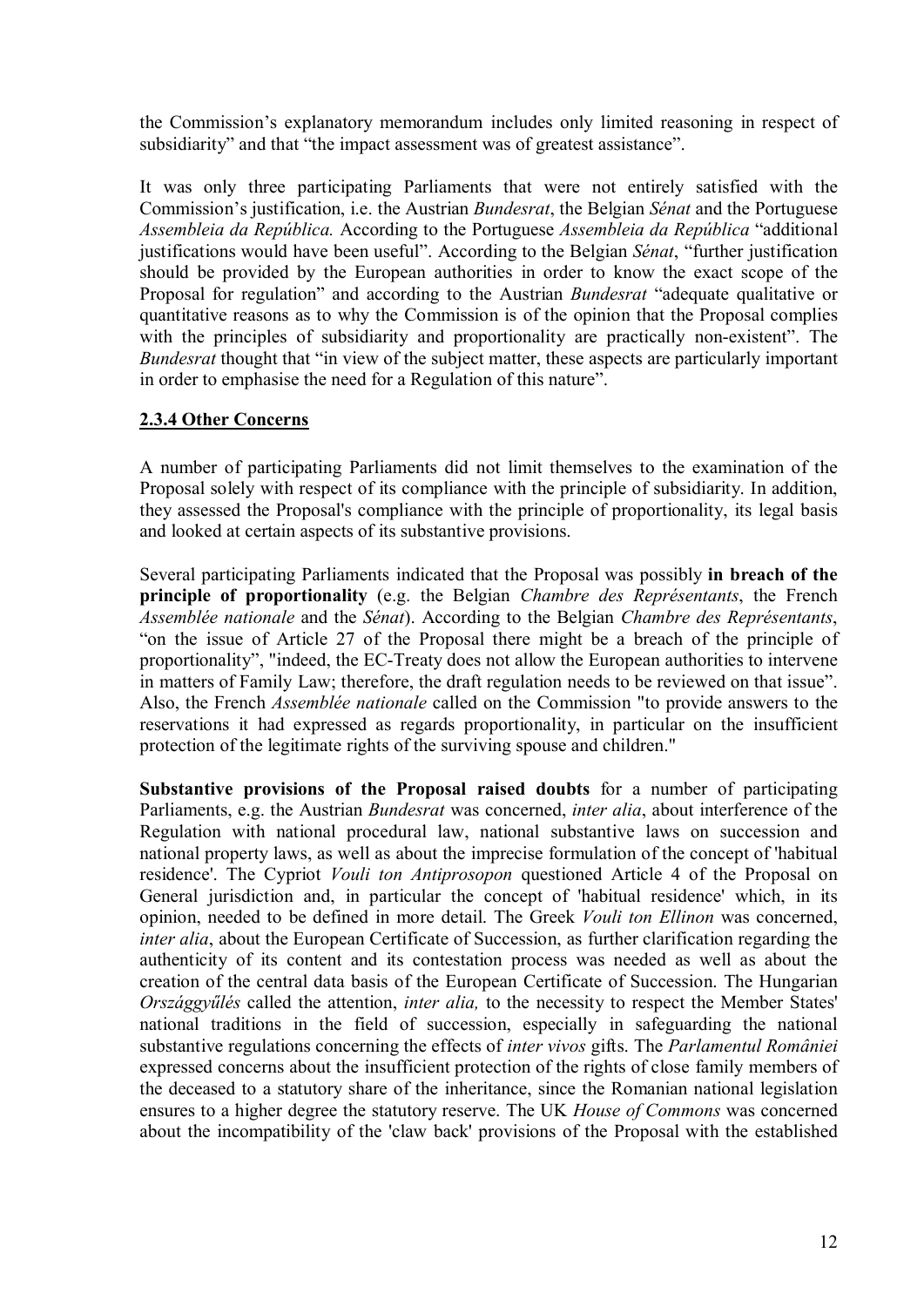the Commission's explanatory memorandum includes only limited reasoning in respect of subsidiarity" and that "the impact assessment was of greatest assistance".

It was only three participating Parliaments that were not entirely satisfied with the Commission's justification, i.e. the Austrian *Bundesrat*, the Belgian *Sénat* and the Portuguese *Assembleia da República.* According to the Portuguese *Assembleia da República* "additional justifications would have been useful". According to the Belgian *Sénat*, "further justification should be provided by the European authorities in order to know the exact scope of the Proposal for regulation" and according to the Austrian *Bundesrat* "adequate qualitative or quantitative reasons as to why the Commission is of the opinion that the Proposal complies with the principles of subsidiarity and proportionality are practically non-existent". The *Bundesrat* thought that "in view of the subject matter, these aspects are particularly important in order to emphasise the need for a Regulation of this nature".

### 2.3.4 Other Concerns

A number of participating Parliaments did not limit themselves to the examination of the Proposal solely with respect of its compliance with the principle of subsidiarity. In addition, they assessed the Proposal's compliance with the principle of proportionality, its legal basis and looked at certain aspects of its substantive provisions.

Several participating Parliaments indicated that the Proposal was possibly **in breach of the principle of proportionality** (e.g. the Belgian *Chambre des Représentants*, the French *Assemblée nationale* and the *Sénat*). According to the Belgian *Chambre des Représentants*, "on the issue of Article 27 of the Proposal there might be a breach of the principle of proportionality", "indeed, the EC-Treaty does not allow the European authorities to intervene in matters of Family Law; therefore, the draft regulation needs to be reviewed on that issue". Also, the French *Assemblée nationale* called on the Commission "to provide answers to the reservations it had expressed as regards proportionality, in particular on the insufficient protection of the legitimate rights of the surviving spouse and children."

**Substantive provisions of the Proposal raised doubts** for a number of participating Parliaments, e.g. the Austrian *Bundesrat* was concerned, *inter alia*, about interference of the Regulation with national procedural law, national substantive laws on succession and national property laws, as well as about the imprecise formulation of the concept of 'habitual residence'. The Cypriot *Vouli ton Antiprosopon* questioned Article 4 of the Proposal on General jurisdiction and, in particular the concept of 'habitual residence' which, in its opinion, needed to be defined in more detail. The Greek *Vouli ton Ellinon* was concerned, *inter alia*, about the European Certificate of Succession, as further clarification regarding the authenticity of its content and its contestation process was needed as well as about the creation of the central data basis of the European Certificate of Succession. The Hungarian *Országgyűlés* called the attention, *inter alia,* to the necessity to respect the Member States' national traditions in the field of succession, especially in safeguarding the national substantive regulations concerning the effects of *inter vivos* gifts. The *Parlamentul României* expressed concerns about the insufficient protection of the rights of close family members of the deceased to a statutory share of the inheritance, since the Romanian national legislation ensures to a higher degree the statutory reserve. The UK *House of Commons* was concerned about the incompatibility of the 'claw back' provisions of the Proposal with the established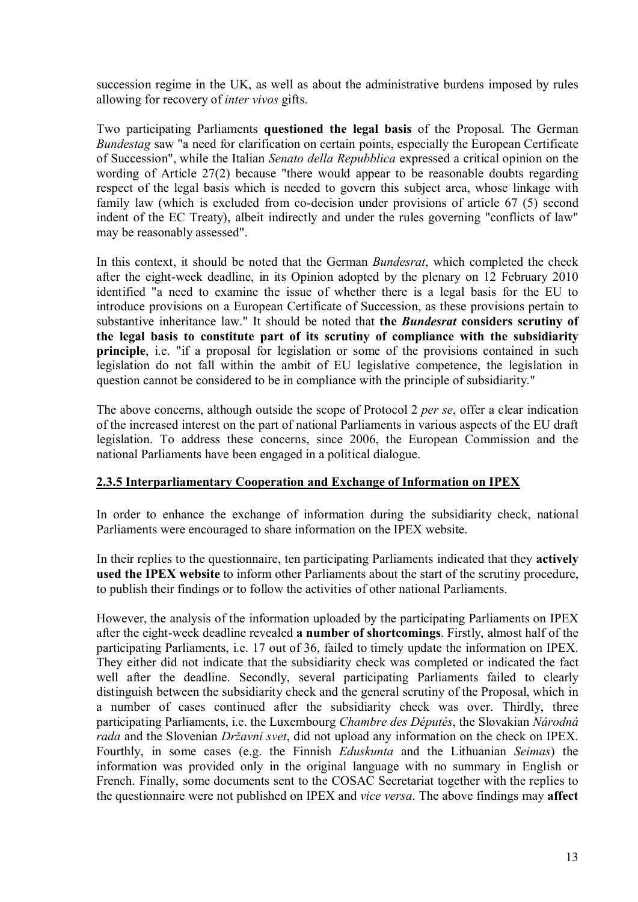succession regime in the UK, as well as about the administrative burdens imposed by rules allowing for recovery of *inter vivos* gifts.

Two participating Parliaments **questioned the legal basis** of the Proposal. The German *Bundestag* saw "a need for clarification on certain points, especially the European Certificate of Succession", while the Italian *Senato della Repubblica* expressed a critical opinion on the wording of Article 27(2) because "there would appear to be reasonable doubts regarding respect of the legal basis which is needed to govern this subject area, whose linkage with family law (which is excluded from co-decision under provisions of article 67 (5) second indent of the EC Treaty), albeit indirectly and under the rules governing "conflicts of law" may be reasonably assessed".

In this context, it should be noted that the German *Bundesrat*, which completed the check after the eight-week deadline, in its Opinion adopted by the plenary on 12 February 2010 identified "a need to examine the issue of whether there is a legal basis for the EU to introduce provisions on a European Certificate of Succession, as these provisions pertain to substantive inheritance law." It should be noted that **the *Bundesrat* considers scrutiny of the legal basis to constitute part of its scrutiny of compliance with the subsidiarity principle**, i.e. "if a proposal for legislation or some of the provisions contained in such legislation do not fall within the ambit of EU legislative competence, the legislation in question cannot be considered to be in compliance with the principle of subsidiarity."

The above concerns, although outside the scope of Protocol 2 *per se*, offer a clear indication of the increased interest on the part of national Parliaments in various aspects of the EU draft legislation. To address these concerns, since 2006, the European Commission and the national Parliaments have been engaged in a political dialogue.

### 2.3.5 Interparliamentary Cooperation and Exchange of Information on IPEX

In order to enhance the exchange of information during the subsidiarity check, national Parliaments were encouraged to share information on the IPEX website.

In their replies to the questionnaire, ten participating Parliaments indicated that they **actively used the IPEX website** to inform other Parliaments about the start of the scrutiny procedure, to publish their findings or to follow the activities of other national Parliaments.

However, the analysis of the information uploaded by the participating Parliaments on IPEX after the eight-week deadline revealed **a number of shortcomings**. Firstly, almost half of the participating Parliaments, i.e. 17 out of 36, failed to timely update the information on IPEX. They either did not indicate that the subsidiarity check was completed or indicated the fact well after the deadline. Secondly, several participating Parliaments failed to clearly distinguish between the subsidiarity check and the general scrutiny of the Proposal, which in a number of cases continued after the subsidiarity check was over. Thirdly, three participating Parliaments, i.e. the Luxembourg *Chambre des Députés*, the Slovakian *Národná rada* and the Slovenian *Državni svet*, did not upload any information on the check on IPEX. Fourthly, in some cases (e.g. the Finnish *Eduskunta* and the Lithuanian *Seimas*) the information was provided only in the original language with no summary in English or French. Finally, some documents sent to the COSAC Secretariat together with the replies to the questionnaire were not published on IPEX and *vice versa*. The above findings may **affect**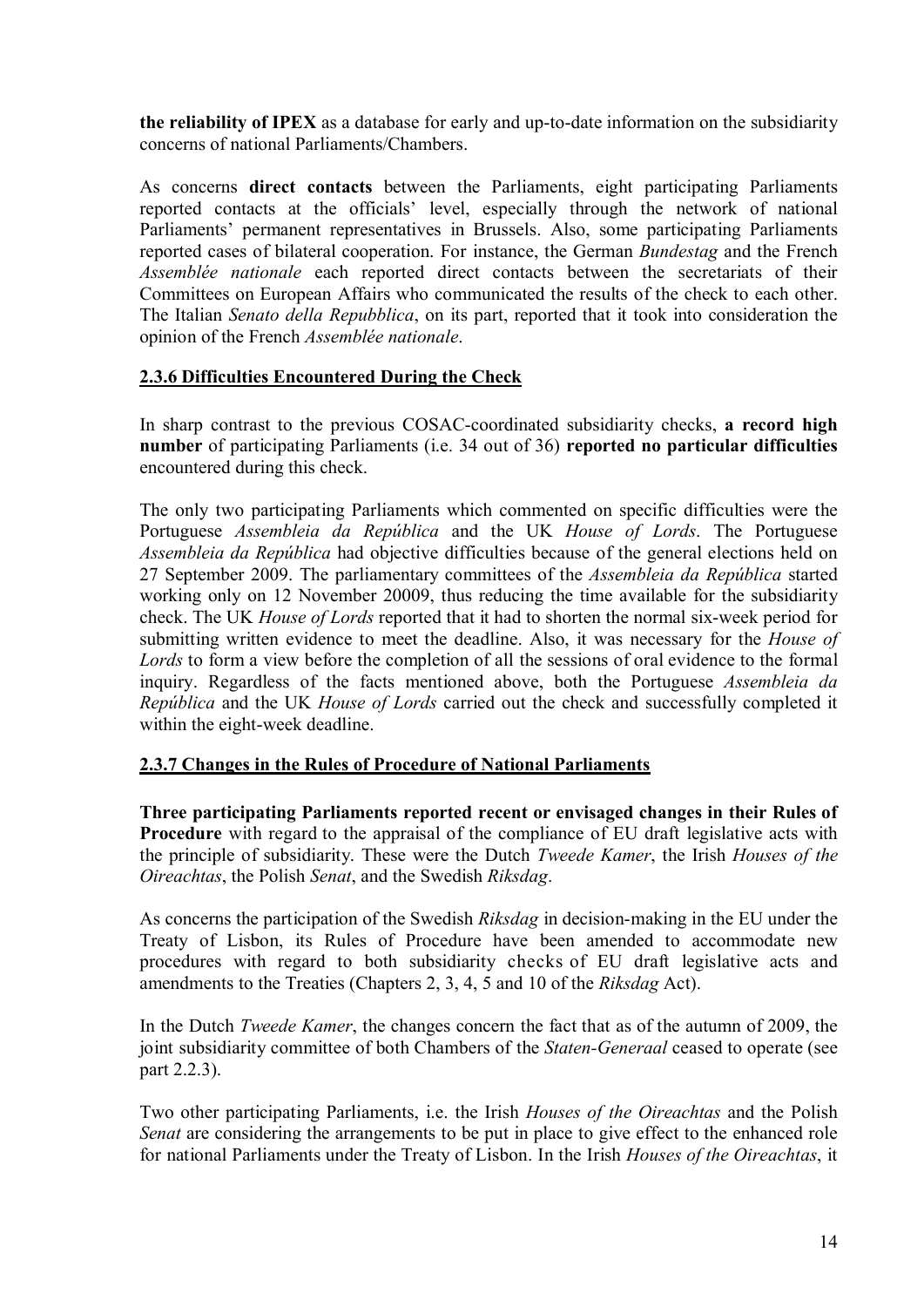**the reliability of IPEX** as a database for early and up-to-date information on the subsidiarity concerns of national Parliaments/Chambers.

As concerns **direct contacts** between the Parliaments, eight participating Parliaments reported contacts at the officials' level, especially through the network of national Parliaments' permanent representatives in Brussels. Also, some participating Parliaments reported cases of bilateral cooperation. For instance, the German *Bundestag* and the French *Assemblée nationale* each reported direct contacts between the secretariats of their Committees on European Affairs who communicated the results of the check to each other. The Italian *Senato della Repubblica*, on its part, reported that it took into consideration the opinion of the French *Assemblée nationale*.

### 2.3.6 Difficulties Encountered During the Check

In sharp contrast to the previous COSAC-coordinated subsidiarity checks, **a record high number** of participating Parliaments (i.e. 34 out of 36) **reported no particular difficulties** encountered during this check.

The only two participating Parliaments which commented on specific difficulties were the Portuguese *Assembleia da República* and the UK *House of Lords*. The Portuguese *Assembleia da República* had objective difficulties because of the general elections held on 27 September 2009. The parliamentary committees of the *Assembleia da República* started working only on 12 November 20009, thus reducing the time available for the subsidiarity check. The UK *House of Lords* reported that it had to shorten the normal six-week period for submitting written evidence to meet the deadline. Also, it was necessary for the *House of Lords* to form a view before the completion of all the sessions of oral evidence to the formal inquiry. Regardless of the facts mentioned above, both the Portuguese *Assembleia da República* and the UK *House of Lords* carried out the check and successfully completed it within the eight-week deadline.

### 2.3.7 Changes in the Rules of Procedure of National Parliaments

**Three participating Parliaments reported recent or envisaged changes in their Rules of Procedure** with regard to the appraisal of the compliance of EU draft legislative acts with the principle of subsidiarity. These were the Dutch *Tweede Kamer*, the Irish *Houses of the Oireachtas*, the Polish *Senat*, and the Swedish *Riksdag*.

As concerns the participation of the Swedish *Riksdag* in decision-making in the EU under the Treaty of Lisbon, its Rules of Procedure have been amended to accommodate new procedures with regard to both subsidiarity checks of EU draft legislative acts and amendments to the Treaties (Chapters 2, 3, 4, 5 and 10 of the *Riksdag* Act).

In the Dutch *Tweede Kamer*, the changes concern the fact that as of the autumn of 2009, the joint subsidiarity committee of both Chambers of the *Staten-Generaal* ceased to operate (see part 2.2.3).

Two other participating Parliaments, i.e. the Irish *Houses of the Oireachtas* and the Polish *Senat* are considering the arrangements to be put in place to give effect to the enhanced role for national Parliaments under the Treaty of Lisbon. In the Irish *Houses of the Oireachtas*, it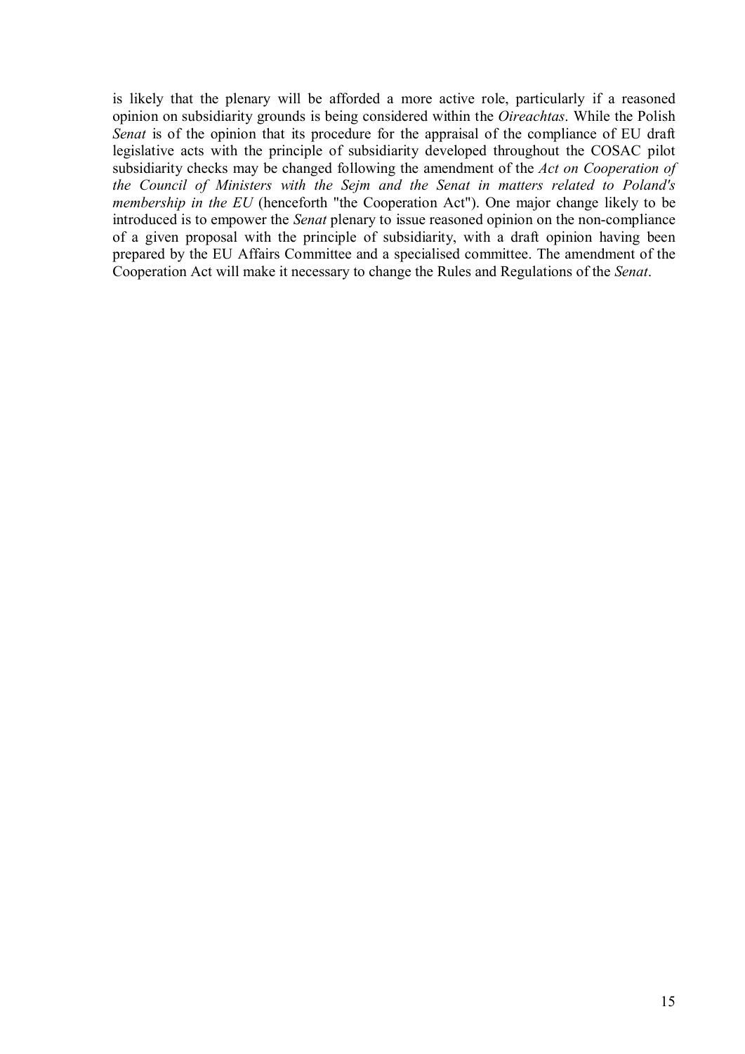is likely that the plenary will be afforded a more active role, particularly if a reasoned opinion on subsidiarity grounds is being considered within the *Oireachtas*. While the Polish *Senat* is of the opinion that its procedure for the appraisal of the compliance of EU draft legislative acts with the principle of subsidiarity developed throughout the COSAC pilot subsidiarity checks may be changed following the amendment of the *Act on Cooperation of the Council of Ministers with the Sejm and the Senat in matters related to Poland's membership in the EU* (henceforth "the Cooperation Act"). One major change likely to be introduced is to empower the *Senat* plenary to issue reasoned opinion on the non-compliance of a given proposal with the principle of subsidiarity, with a draft opinion having been prepared by the EU Affairs Committee and a specialised committee. The amendment of the Cooperation Act will make it necessary to change the Rules and Regulations of the *Senat*.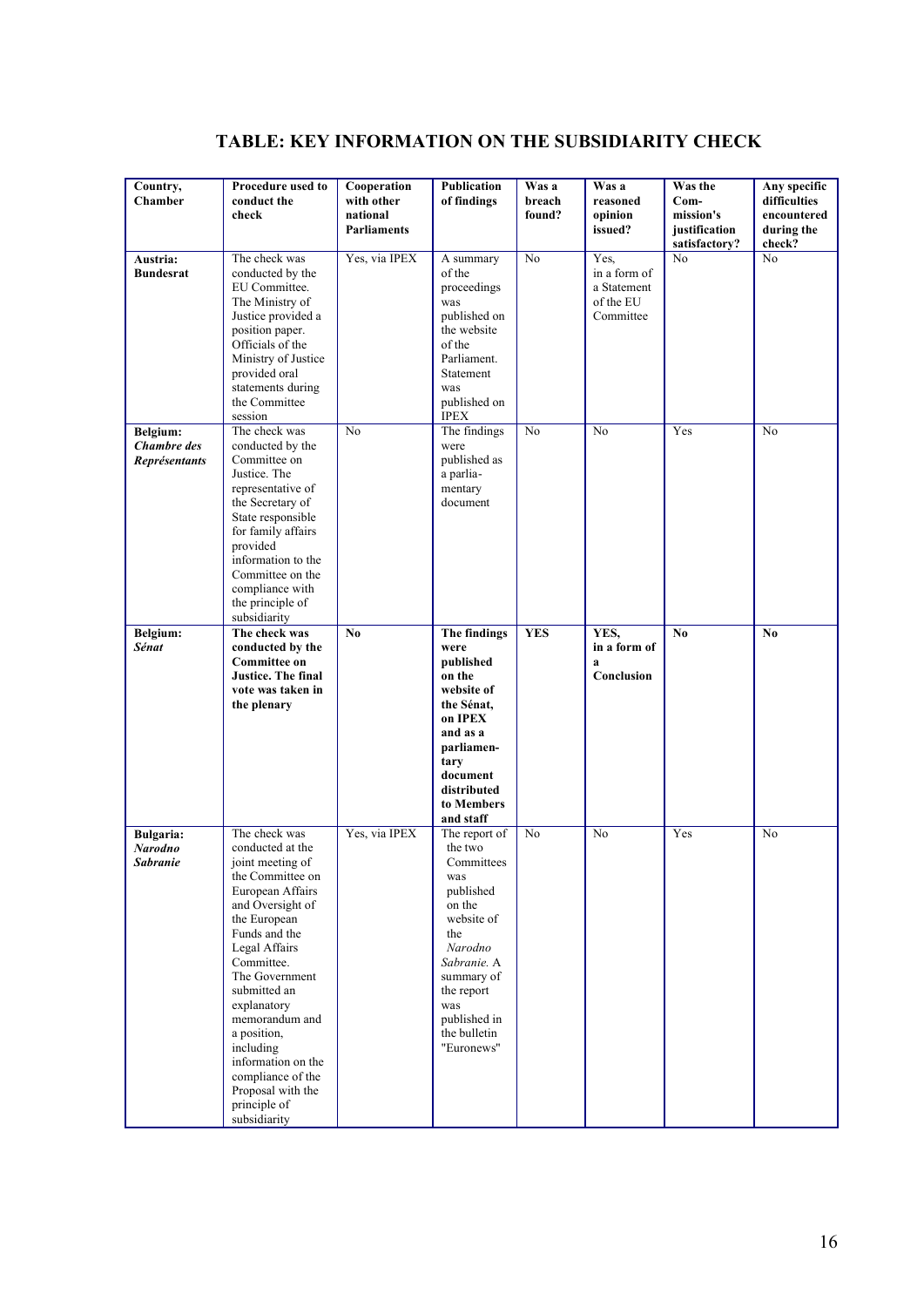## TABLE: KEY INFORMATION ON THE SUBSIDIARITY CHECK

| Country, Chamber | Procedure used to conduct the check | Cooperation with other national Parliaments | Publication of findings | Was a breach found? | Was a reasoned opinion issued? | Was the Com-mission's justification satisfactory? | Any specific difficulties encountered during the check? |
|---|---|---|---|---|---|---|---|
| **Austria: Bundesrat** | The check was conducted by the EU Committee. The Ministry of Justice provided a position paper. Officials of the Ministry of Justice provided oral statements during the Committee session | Yes, via IPEX | A summary of the proceedings was published on the website of the Parliament. Statement was published on IPEX | No | Yes, in a form of a Statement of the EU Committee | No | No |
| **Belgium: *Chambre des Représentants*** | The check was conducted by the Committee on Justice. The representative of the Secretary of State responsible for family affairs provided information to the Committee on the compliance with the principle of subsidiarity | No | The findings were published as a parlia-mentary document | No | No | Yes | No |
| **Belgium: *Sénat*** | **The check was conducted by the Committee on Justice. The final vote was taken in the plenary** | **No** | **The findings were published on the website of the Sénat, on IPEX and as a parliamen-tary document distributed to Members and staff** | **YES** | **YES, in a form of a Conclusion** | **No** | **No** |
| **Bulgaria: *Narodno Sabranie*** | The check was conducted at the joint meeting of the Committee on European Affairs and Oversight of the European Funds and the Legal Affairs Committee. The Government submitted an explanatory memorandum and a position, including information on the compliance of the Proposal with the principle of subsidiarity | Yes, via IPEX | The report of the two Committees was published on the website of the *Narodno Sabranie.* A summary of the report was published in the bulletin "Euronews" | No | No | Yes | No |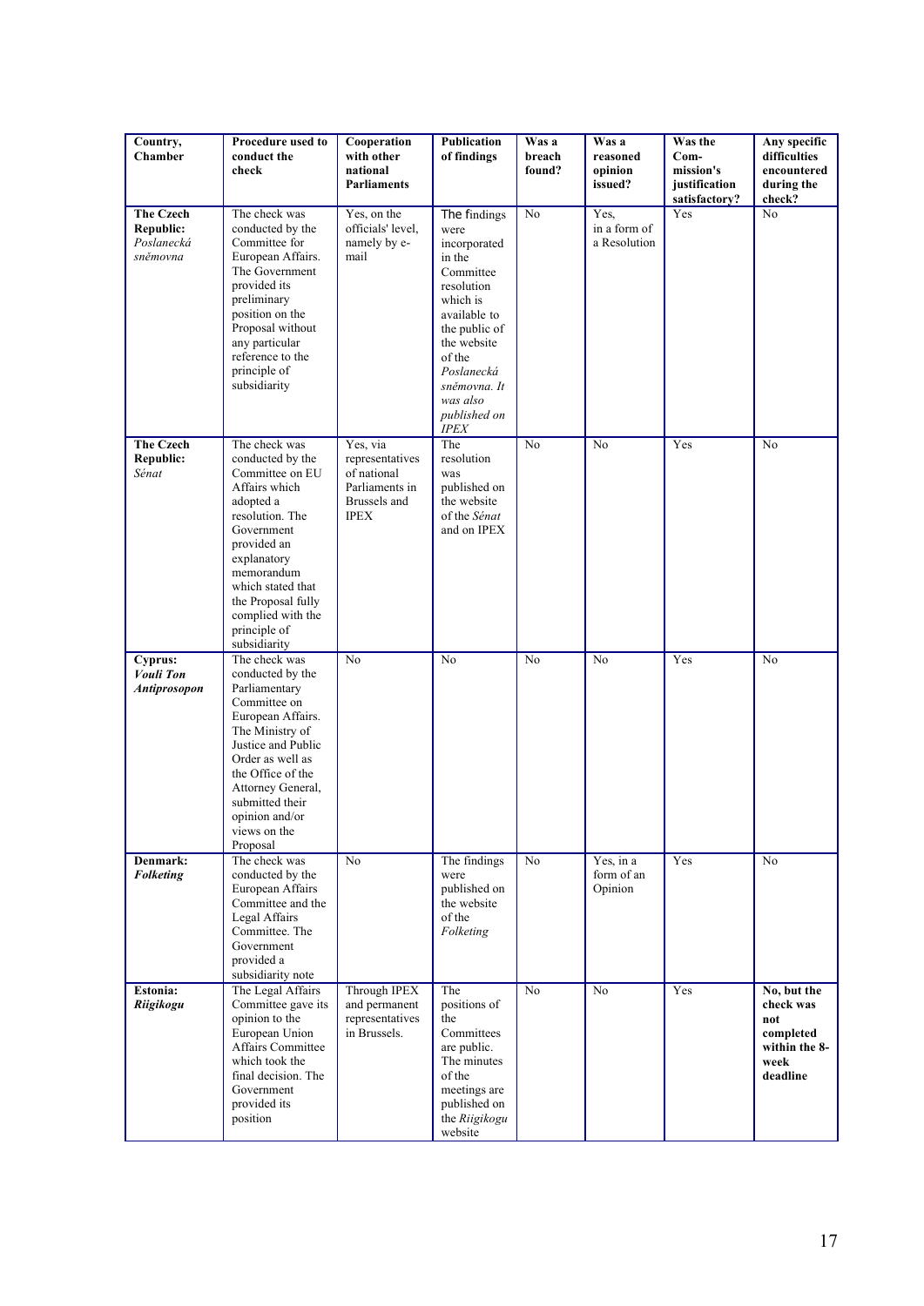| **Country, Chamber** | **Procedure used to conduct the check** | **Cooperation with other national Parliaments** | **Publication of findings** | **Was a breach found?** | **Was a reasoned opinion issued?** | **Was the Commission's justification satisfactory?** | **Any specific difficulties encountered during the check?** |
|---|---|---|---|---|---|---|---|
| **The Czech Republic:** *Poslanecká sněmovna* | The check was conducted by the Committee for European Affairs. The Government provided its preliminary position on the Proposal without any particular reference to the principle of subsidiarity | Yes, on the officials' level, namely by e-mail | The findings were incorporated in the Committee resolution which is available to the public of the website of the *Poslanecká sněmovna. It was also published on IPEX* | No | Yes, in a form of a Resolution | Yes | No |
| **The Czech Republic:** *Sénat* | The check was conducted by the Committee on EU Affairs which adopted a resolution. The Government provided an explanatory memorandum which stated that the Proposal fully complied with the principle of subsidiarity | Yes, via representatives of national Parliaments in Brussels and IPEX | The resolution was published on the website of the *Sénat* and on IPEX | No | No | Yes | No |
| **Cyprus:** ***Vouli Ton Antiprosopon*** | The check was conducted by the Parliamentary Committee on European Affairs. The Ministry of Justice and Public Order as well as the Office of the Attorney General, submitted their opinion and/or views on the Proposal | No | No | No | No | Yes | No |
| **Denmark:** ***Folketing*** | The check was conducted by the European Affairs Committee and the Legal Affairs Committee. The Government provided a subsidiarity note | No | The findings were published on the website of the *Folketing* | No | Yes, in a form of an Opinion | Yes | No |
| **Estonia:** ***Riigikogu*** | The Legal Affairs Committee gave its opinion to the European Union Affairs Committee which took the final decision. The Government provided its position | Through IPEX and permanent representatives in Brussels. | The positions of the Committees are public. The minutes of the meetings are published on the *Riigikogu* website | No | No | Yes | **No, but the check was not completed within the 8-week deadline** |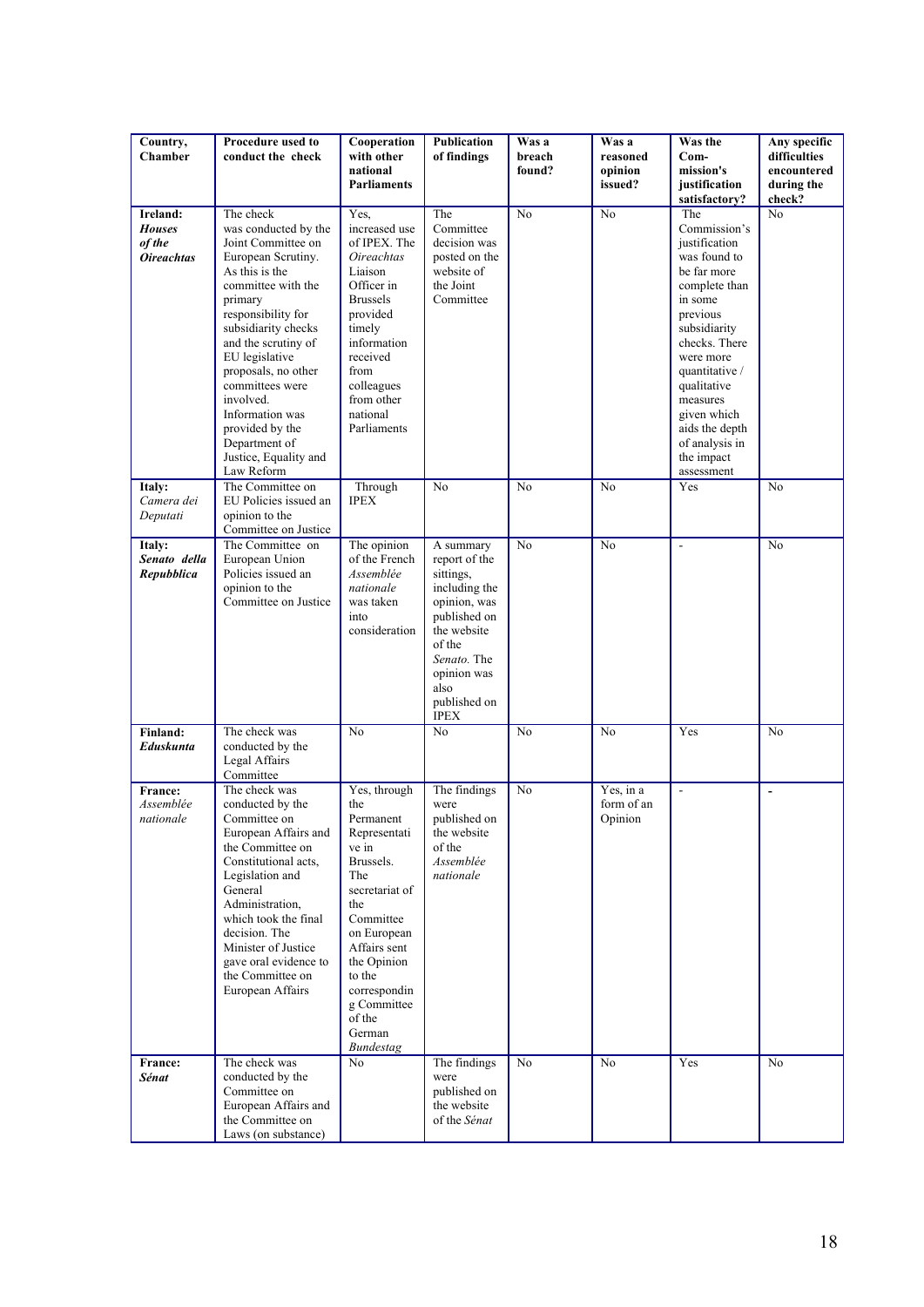| Country, Chamber | Procedure used to conduct the check | Cooperation with other national Parliaments | Publication of findings | Was a breach found? | Was a reasoned opinion issued? | Was the Com-mission's justification satisfactory? | Any specific difficulties encountered during the check? |
|---|---|---|---|---|---|---|---|
| **Ireland:** ***Houses of the Oireachtas*** | The check was conducted by the Joint Committee on European Scrutiny. As this is the committee with the primary responsibility for subsidiarity checks and the scrutiny of EU legislative proposals, no other committees were involved. Information was provided by the Department of Justice, Equality and Law Reform | Yes, increased use of IPEX. The *Oireachtas* Liaison Officer in Brussels provided timely information received from colleagues from other national Parliaments | The Committee decision was posted on the website of the Joint Committee | No | No | The Commission's justification was found to be far more complete than in some previous subsidiarity checks. There were more quantitative / qualitative measures given which aids the depth of analysis in the impact assessment | No |
| **Italy:** *Camera dei Deputati* | The Committee on EU Policies issued an opinion to the Committee on Justice | Through IPEX | No | No | No | Yes | No |
| **Italy:** ***Senato della Repubblica*** | The Committee on European Union Policies issued an opinion to the Committee on Justice | The opinion of the French *Assemblée nationale* was taken into consideration | A summary report of the sittings, including the opinion, was published on the website of the *Senato*. The opinion was also published on IPEX | No | No | - | No |
| **Finland:** ***Eduskunta*** | The check was conducted by the Legal Affairs Committee | No | No | No | No | Yes | No |
| **France:** *Assemblée nationale* | The check was conducted by the Committee on European Affairs and the Committee on Constitutional acts, Legislation and General Administration, which took the final decision. The Minister of Justice gave oral evidence to the Committee on European Affairs | Yes, through the Permanent Representative in Brussels. The secretariat of the Committee on European Affairs sent the Opinion to the corresponding Committee of the German *Bundestag* | The findings were published on the website of the *Assemblée nationale* | No | Yes, in a form of an Opinion | - | - |
| **France:** ***Sénat*** | The check was conducted by the Committee on European Affairs and the Committee on Laws (on substance) | No | The findings were published on the website of the *Sénat* | No | No | Yes | No |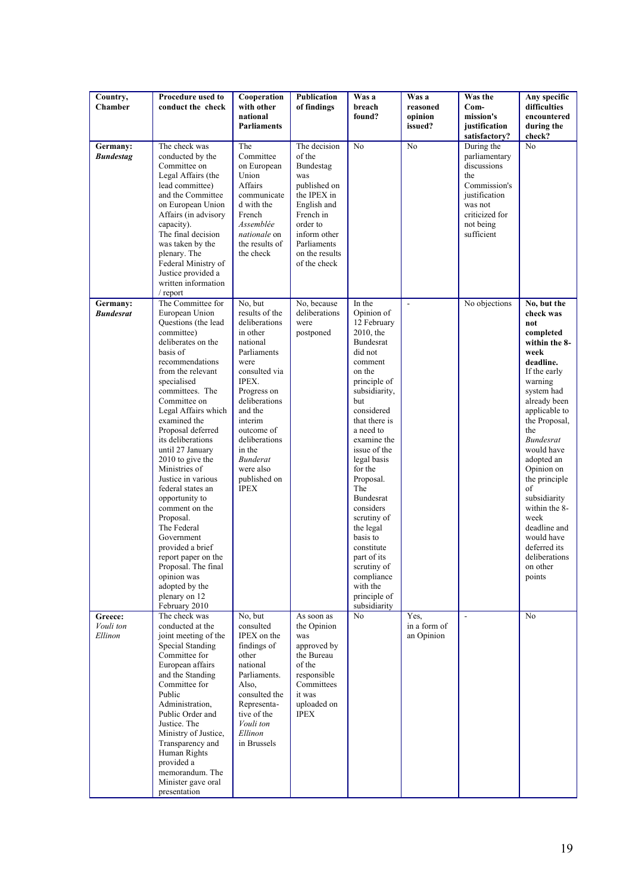| Country, Chamber | Procedure used to conduct the check | Cooperation with other national Parliaments | Publication of findings | Was a breach found? | Was a reasoned opinion issued? | Was the Commission's justification satisfactory? | Any specific difficulties encountered during the check? |
|---|---|---|---|---|---|---|---|
| **Germany: *Bundestag*** | The check was conducted by the Committee on Legal Affairs (the lead committee) and the Committee on European Union Affairs (in advisory capacity). The final decision was taken by the plenary. The Federal Ministry of Justice provided a written information / report | The Committee on European Union Affairs communicated with the French *Assemblée nationale* on the results of the check | The decision of the Bundestag was published on the IPEX in English and French in order to inform other Parliaments on the results of the check | No | No | During the parliamentary discussions the Commission's justification was not criticized for not being sufficient | No |
| **Germany: *Bundesrat*** | The Committee for European Union Questions (the lead committee) deliberates on the basis of recommendations from the relevant specialised committees. The Committee on Legal Affairs which examined the Proposal deferred its deliberations until 27 January 2010 to give the Ministries of Justice in various federal states an opportunity to comment on the Proposal. The Federal Government provided a brief report paper on the Proposal. The final opinion was adopted by the plenary on 12 February 2010 | No, but results of the deliberations in other national Parliaments were consulted via IPEX. Progress on deliberations and the interim outcome of deliberations in the *Bunderat* were also published on the IPEX | No, because deliberations were postponed | In the Opinion of 12 February 2010, the Bundesrat did not comment on the principle of subsidiarity, but considered that there is a need to examine the issue of the legal basis for the Proposal. The Bundesrat considers scrutiny of the legal basis to constitute part of its scrutiny of compliance with the principle of subsidiarity | - | No objections | **No, but the check was not completed within the 8-week deadline.** If the early warning system had already been applicable to the Proposal, the *Bundesrat* would have adopted an Opinion on the principle of subsidiarity within the 8-week deadline and would have deferred its deliberations on other points |
| **Greece: *Vouli ton Ellinon*** | The check was conducted at the joint meeting of the Special Standing Committee for European affairs and the Standing Committee for Public Administration, Public Order and Justice. The Ministry of Justice, Transparency and Human Rights provided a memorandum. The Minister gave oral presentation | No, but consulted IPEX on the findings of other national Parliaments. Also, consulted the Representative of the *Vouli ton Ellinon* in Brussels | As soon as the Opinion was approved by the Bureau of the responsible Committees it was uploaded on IPEX | No | Yes, in a form of an Opinion | - | No |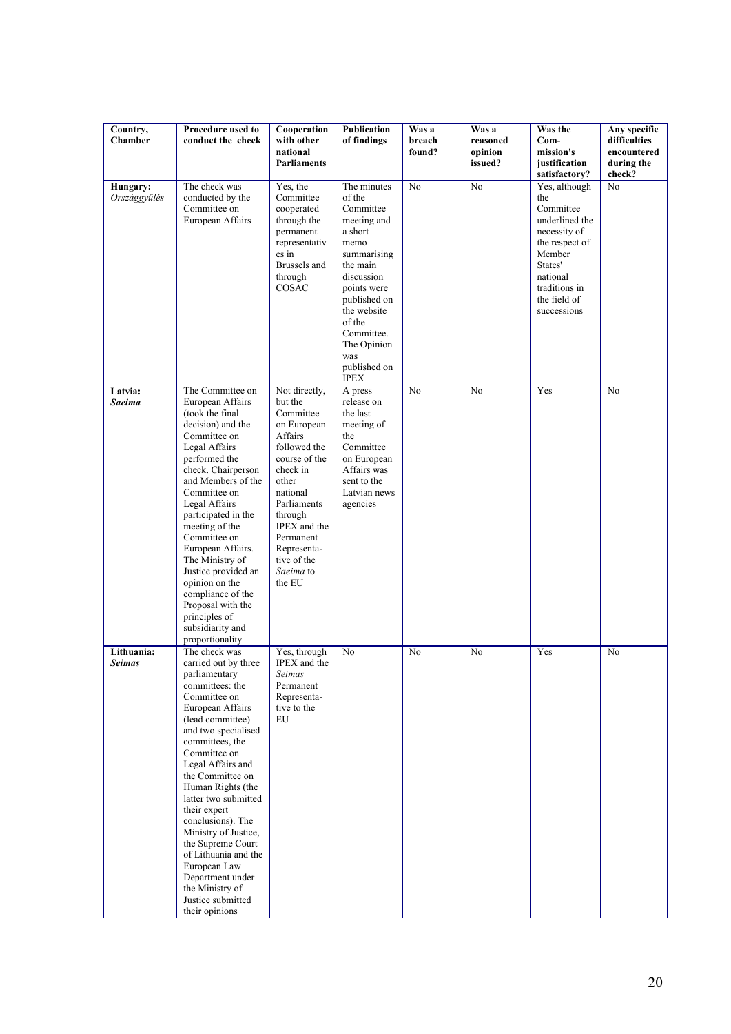| Country, Chamber | Procedure used to conduct the check | Cooperation with other national Parliaments | Publication of findings | Was a breach found? | Was a reasoned opinion issued? | Was the Com-mission's justification satisfactory? | Any specific difficulties encountered during the check? |
|---|---|---|---|---|---|---|---|
| **Hungary:** *Országgyűlés* | The check was conducted by the Committee on European Affairs | Yes, the Committee cooperated through the permanent representatives in Brussels and through COSAC | The minutes of the Committee meeting and a short memo summarising the main discussion points were published on the website of the Committee. The Opinion was published on IPEX | No | No | Yes, although the Committee underlined the necessity of the respect of Member States' national traditions in the field of successions | No |
| **Latvia:** ***Saeima*** | The Committee on European Affairs (took the final decision) and the Committee on Legal Affairs performed the check. Chairperson and Members of the Committee on Legal Affairs participated in the meeting of the Committee on European Affairs. The Ministry of Justice provided an opinion on the compliance of the Proposal with the principles of subsidiarity and proportionality | Not directly, but the Committee on European Affairs followed the course of the check in other national Parliaments through IPEX and the Permanent Representative of the *Saeima* to the EU | A press release on the last meeting of the Committee on European Affairs was sent to the Latvian news agencies | No | No | Yes | No |
| **Lithuania:** ***Seimas*** | The check was carried out by three parliamentary committees: the Committee on European Affairs (lead committee) and two specialised committees, the Committee on Legal Affairs and the Committee on Human Rights (the latter two submitted their expert conclusions). The Ministry of Justice, the Supreme Court of Lithuania and the European Law Department under the Ministry of Justice submitted their opinions | Yes, through IPEX and the *Seimas* Permanent Representative to the EU | No | No | No | Yes | No |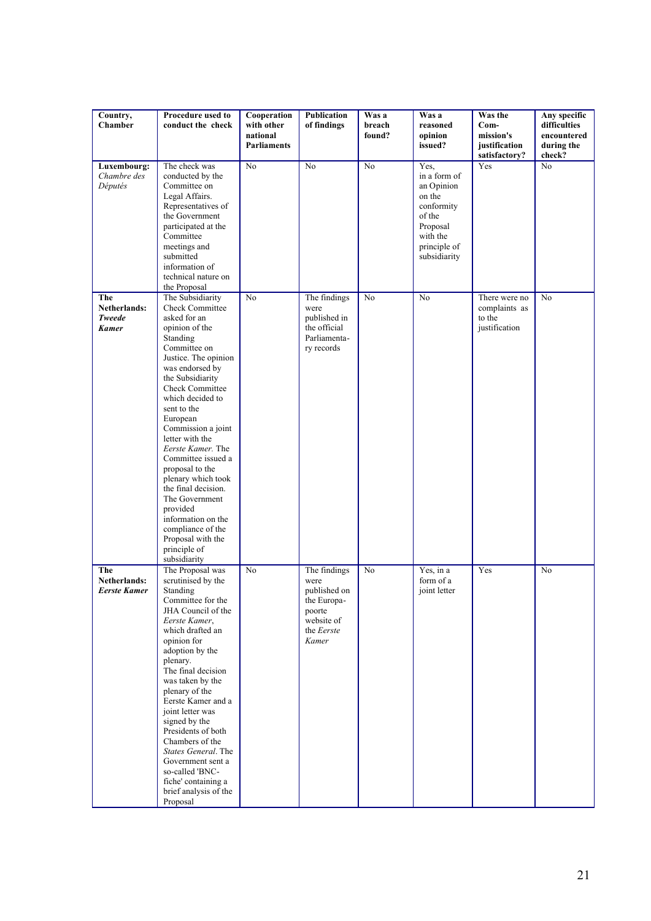| Country, Chamber | Procedure used to conduct the check | Cooperation with other national Parliaments | Publication of findings | Was a breach found? | Was a reasoned opinion issued? | Was the Com-mission's justification satisfactory? | Any specific difficulties encountered during the check? |
|---|---|---|---|---|---|---|---|
| **Luxembourg:** *Chambre des Députés* | The check was conducted by the Committee on Legal Affairs. Representatives of the Government participated at the Committee meetings and submitted information of technical nature on the Proposal | No | No | No | Yes, in a form of an Opinion on the conformity of the Proposal with the principle of subsidiarity | Yes | No |
| **The Netherlands: *Tweede Kamer*** | The Subsidiarity Check Committee asked for an opinion of the Standing Committee on Justice. The opinion was endorsed by the Subsidiarity Check Committee which decided to sent to the European Commission a joint letter with the *Eerste Kamer.* The Committee issued a proposal to the plenary which took the final decision. The Government provided information on the compliance of the Proposal with the principle of subsidiarity | No | The findings were published in the official Parliamenta-ry records | No | No | There were no complaints as to the justification | No |
| **The Netherlands: *Eerste Kamer*** | The Proposal was scrutinised by the Standing Committee for the JHA Council of the *Eerste Kamer*, which drafted an opinion for adoption by the plenary. The final decision was taken by the plenary of the Eerste Kamer and a joint letter was signed by the Presidents of both Chambers of the *States General*. The Government sent a so-called 'BNC-fiche' containing a brief analysis of the Proposal | No | The findings were published on the Europa-poorte website of the *Eerste Kamer* | No | Yes, in a form of a joint letter | Yes | No |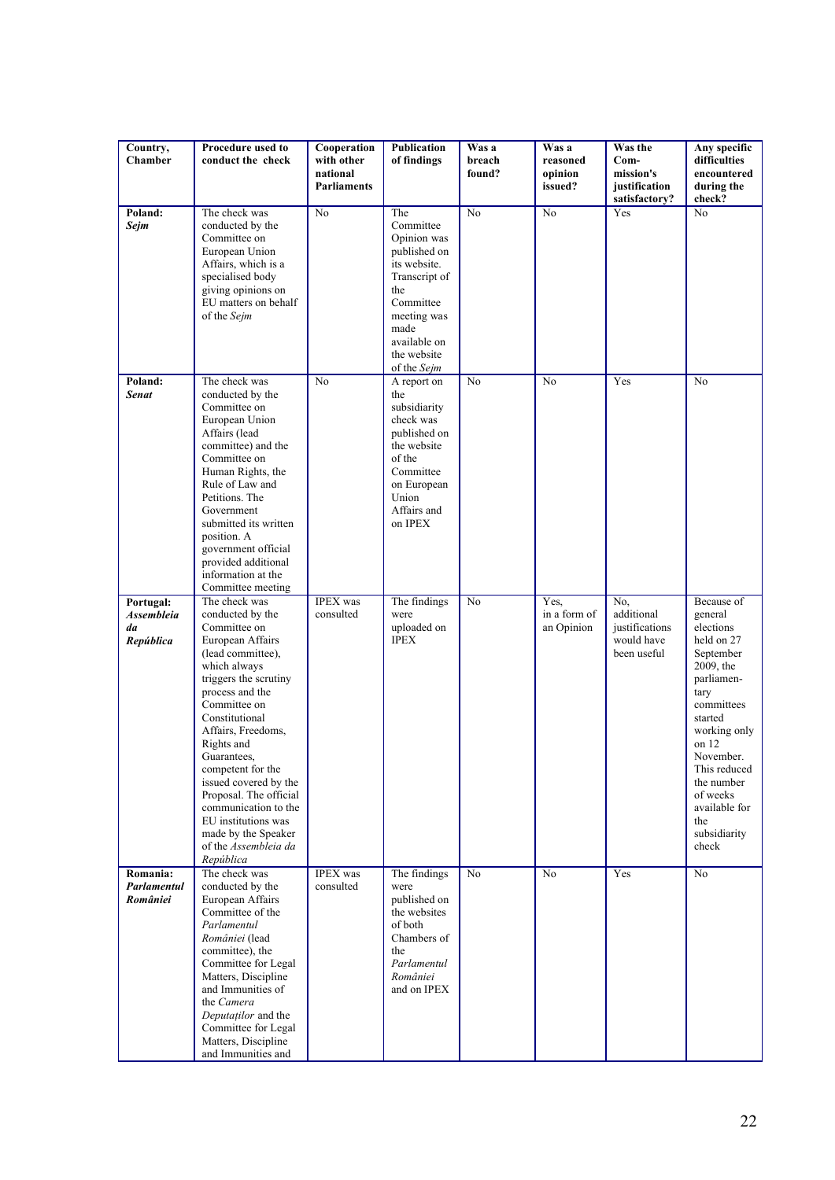| Country, Chamber | Procedure used to conduct the check | Cooperation with other national Parliaments | Publication of findings | Was a breach found? | Was a reasoned opinion issued? | Was the Com-mission's justification satisfactory? | Any specific difficulties encountered during the check? |
|---|---|---|---|---|---|---|---|
| **Poland: *Sejm*** | The check was conducted by the Committee on European Union Affairs, which is a specialised body giving opinions on EU matters on behalf of the *Sejm* | No | The Committee Opinion was published on its website. Transcript of the Committee meeting was made available on the website of the *Sejm* | No | No | Yes | No |
| **Poland: *Senat*** | The check was conducted by the Committee on European Union Affairs (lead committee) and the Committee on Human Rights, the Rule of Law and Petitions. The Government submitted its written position. A government official provided additional information at the Committee meeting | No | A report on the subsidiarity check was published on the website of the Committee on European Union Affairs and on IPEX | No | No | Yes | No |
| **Portugal: *Assembleia da República*** | The check was conducted by the Committee on European Affairs (lead committee), which always triggers the scrutiny process and the Committee on Constitutional Affairs, Freedoms, Rights and Guarantees, competent for the issued covered by the Proposal. The official communication to the EU institutions was made by the Speaker of the *Assembleia da República* | IPEX was consulted | The findings were uploaded on IPEX | No | Yes, in a form of an Opinion | No, additional justifications would have been useful | Because of general elections held on 27 September 2009, the parliamen-tary committees started working only on 12 November. This reduced the number of weeks available for the subsidiarity check |
| **Romania: *Parlamentul României*** | The check was conducted by the European Affairs Committee of the *Parlamentul României* (lead committee), the Committee for Legal Matters, Discipline and Immunities of the *Camera Deputaţilor* and the Committee for Legal Matters, Discipline and Immunities and | IPEX was consulted | The findings were published on the websites of both Chambers of the *Parlamentul României* and on IPEX | No | No | Yes | No |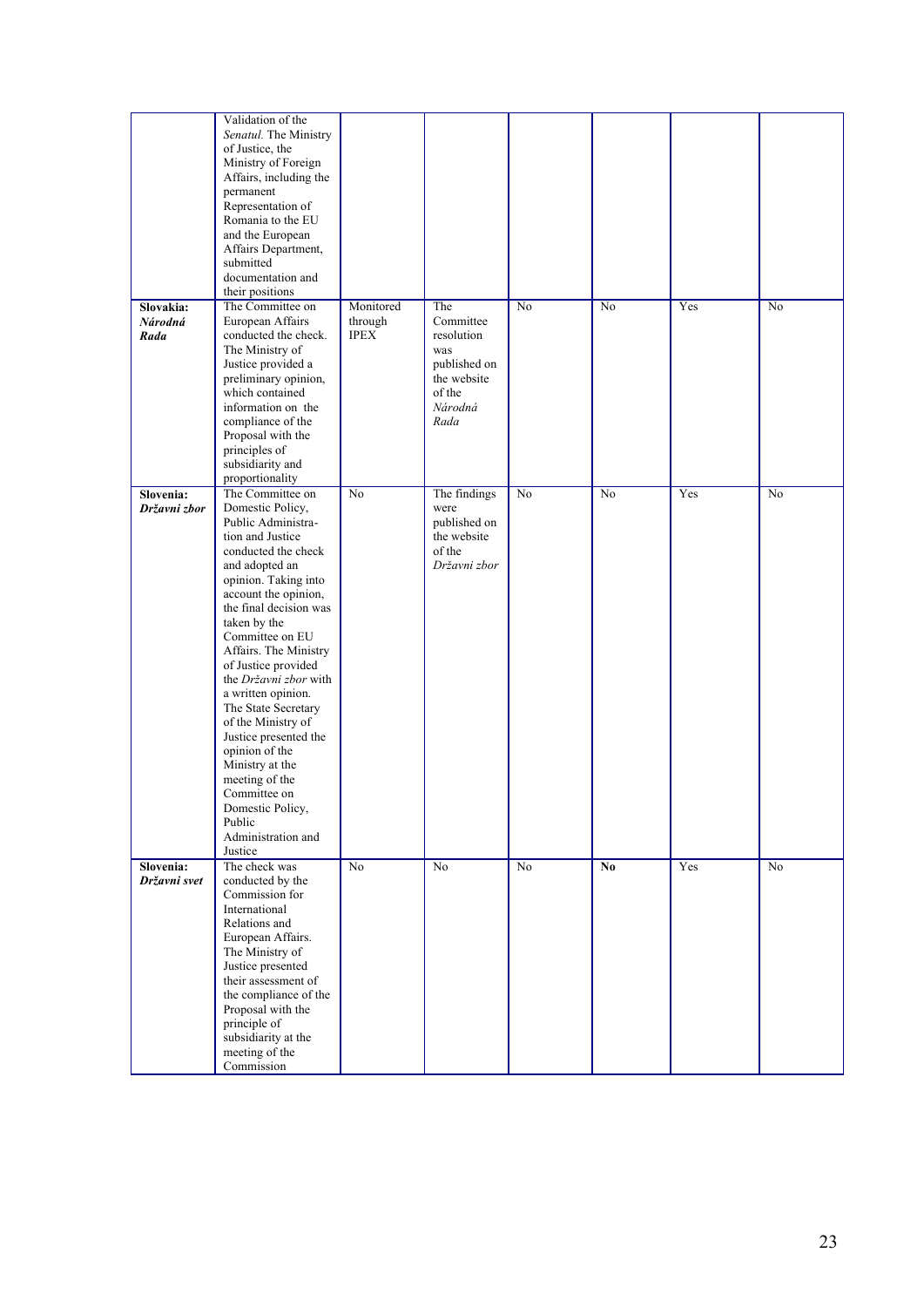| | | | | | | | |
|---|---|---|---|---|---|---|---|
| | Validation of the *Senatul*. The Ministry of Justice, the Ministry of Foreign Affairs, including the permanent Representation of Romania to the EU and the European Affairs Department, submitted documentation and their positions | | | | | | |
| **Slovakia: *Národná Rada*** | The Committee on European Affairs conducted the check. The Ministry of Justice provided a preliminary opinion, which contained information on the compliance of the Proposal with the principles of subsidiarity and proportionality | Monitored through IPEX | The Committee resolution was published on the website of the *Národná Rada* | No | No | Yes | No |
| **Slovenia: *Državni zbor*** | The Committee on Domestic Policy, Public Administration and Justice conducted the check and adopted an opinion. Taking into account the opinion, the final decision was taken by the Committee on EU Affairs. The Ministry of Justice provided the *Državni zbor* with a written opinion. The State Secretary of the Ministry of Justice presented the opinion of the Ministry at the meeting of the Committee on Domestic Policy, Public Administration and Justice | No | The findings were published on the website of the *Državni zbor* | No | No | Yes | No |
| **Slovenia: *Državni svet*** | The check was conducted by the Commission for International Relations and European Affairs. The Ministry of Justice presented their assessment of the compliance of the Proposal with the principle of subsidiarity at the meeting of the Commission | No | No | No | **No** | Yes | No |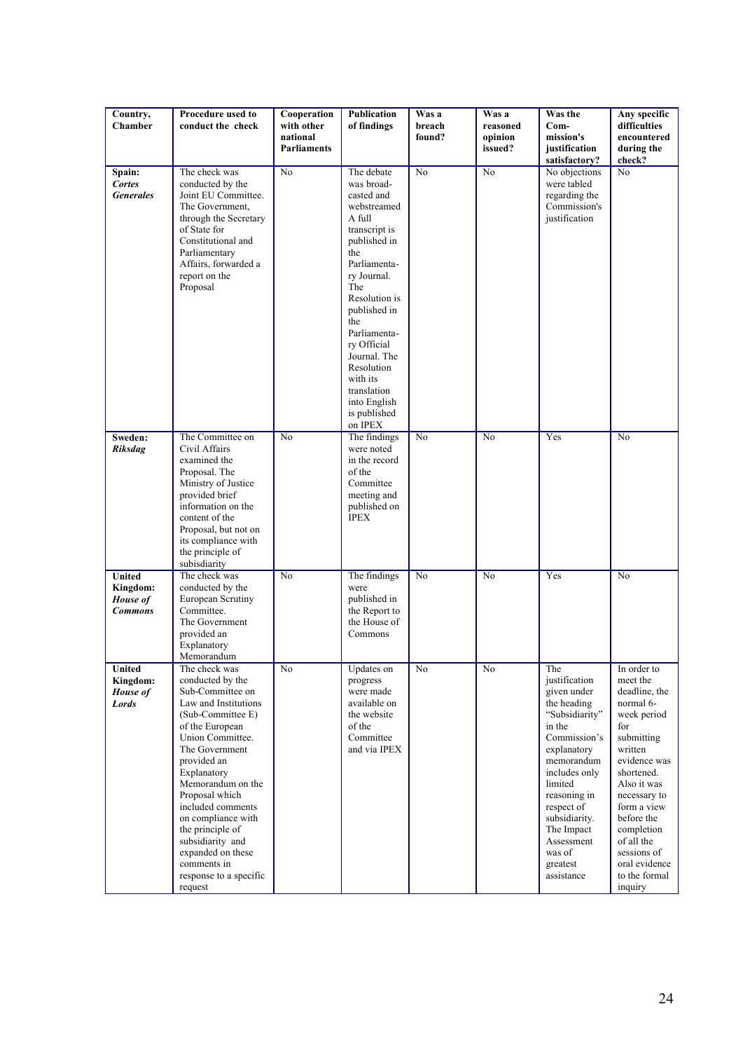| Country, Chamber | Procedure used to conduct the check | Cooperation with other national Parliaments | Publication of findings | Was a breach found? | Was a reasoned opinion issued? | Was the Commission's justification satisfactory? | Any specific difficulties encountered during the check? |
|---|---|---|---|---|---|---|---|
| **Spain: *Cortes Generales*** | The check was conducted by the Joint EU Committee. The Government, through the Secretary of State for Constitutional and Parliamentary Affairs, forwarded a report on the Proposal | No | The debate was broad-casted and webstreamed A full transcript is published in the Parliamentary Journal. The Resolution is published in the Parliamentary Official Journal. The Resolution with its translation into English is published on IPEX | No | No | No objections were tabled regarding the Commission's justification | No |
| **Sweden: *Riksdag*** | The Committee on Civil Affairs examined the Proposal. The Ministry of Justice provided brief information on the content of the Proposal, but not on its compliance with the principle of subsidiarity | No | The findings were noted in the record of the Committee meeting and published on IPEX | No | No | Yes | No |
| **United Kingdom: *House of Commons*** | The check was conducted by the European Scrutiny Committee. The Government provided an Explanatory Memorandum | No | The findings were published in the Report to the House of Commons | No | No | Yes | No |
| **United Kingdom: *House of Lords*** | The check was conducted by the Sub-Committee on Law and Institutions (Sub-Committee E) of the European Union Committee. The Government provided an Explanatory Memorandum on the Proposal which included comments on compliance with the principle of subsidiarity and expanded on these comments in response to a specific request | No | Updates on progress were made available on the website of the Committee and via IPEX | No | No | The justification given under the heading "Subsidiarity" in the Commission's explanatory memorandum includes only limited reasoning in respect of subsidiarity. The Impact Assessment was of greatest assistance | In order to meet the deadline, the normal 6-week period for submitting written evidence was shortened. Also it was necessary to form a view before the completion of all the sessions of oral evidence to the formal inquiry |